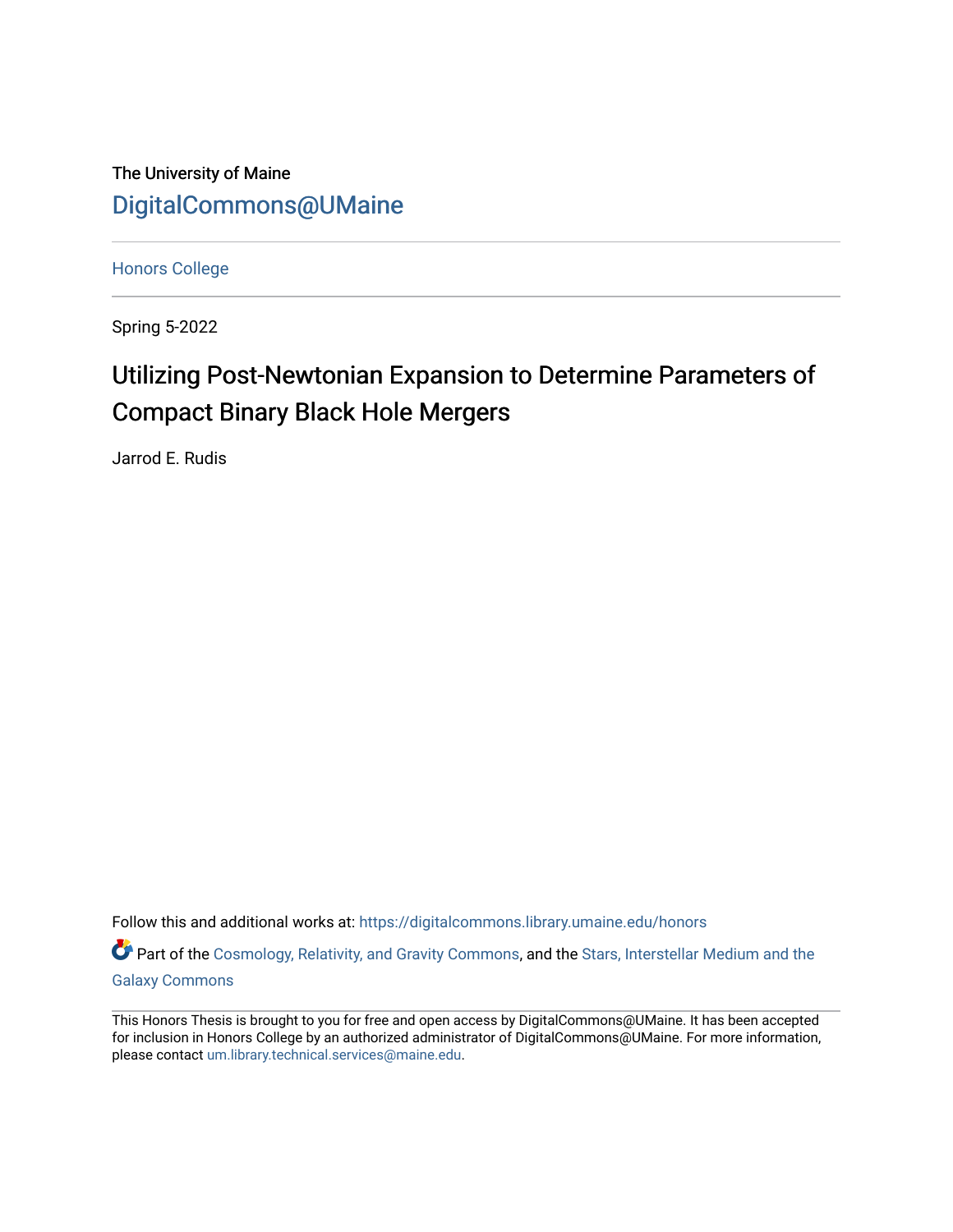The University of Maine

DigitalCommons@UMaine

Honors College

Spring 5-2022

# Utilizing Post-Newtonian Expansion to Determine Parameters of Compact Binary Black Hole Mergers

Jarrod E. Rudis

Follow this and additional works at: https://digitalcommons.library.umaine.edu/honors

Part of the Cosmology, Relativity, and Gravity Commons, and the Stars, Interstellar Medium and the Galaxy Commons

This Honors Thesis is brought to you for free and open access by DigitalCommons@UMaine. It has been accepted for inclusion in Honors College by an authorized administrator of DigitalCommons@UMaine. For more information, please contact um.library.technical.services@maine.edu.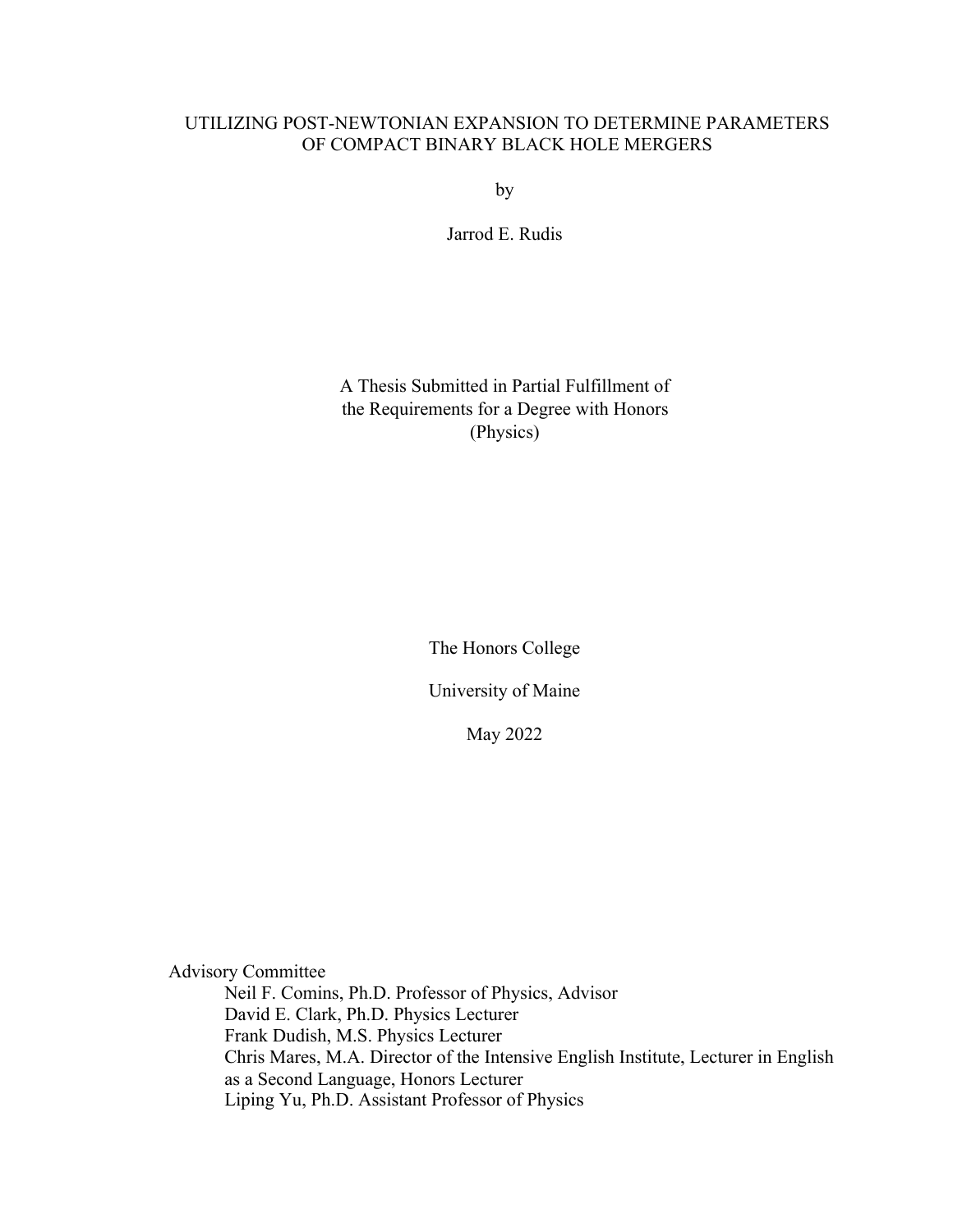# UTILIZING POST-NEWTONIAN EXPANSION TO DETERMINE PARAMETERS OF COMPACT BINARY BLACK HOLE MERGERS

by

Jarrod E. Rudis

A Thesis Submitted in Partial Fulfillment of the Requirements for a Degree with Honors (Physics)

The Honors College

University of Maine

May 2022

Advisory Committee

Neil F. Comins, Ph.D. Professor of Physics, Advisor

David E. Clark, Ph.D. Physics Lecturer

Frank Dudish, M.S. Physics Lecturer

Chris Mares, M.A. Director of the Intensive English Institute, Lecturer in English as a Second Language, Honors Lecturer

Liping Yu, Ph.D. Assistant Professor of Physics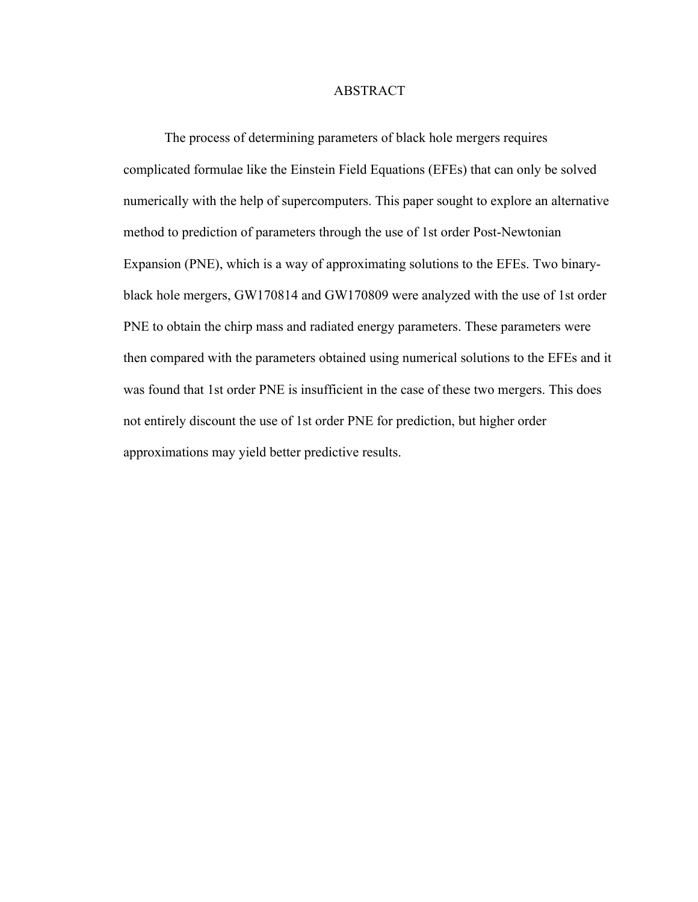# ABSTRACT

The process of determining parameters of black hole mergers requires complicated formulae like the Einstein Field Equations (EFEs) that can only be solved numerically with the help of supercomputers. This paper sought to explore an alternative method to prediction of parameters through the use of 1st order Post-Newtonian Expansion (PNE), which is a way of approximating solutions to the EFEs. Two binary-black hole mergers, GW170814 and GW170809 were analyzed with the use of 1st order PNE to obtain the chirp mass and radiated energy parameters. These parameters were then compared with the parameters obtained using numerical solutions to the EFEs and it was found that 1st order PNE is insufficient in the case of these two mergers. This does not entirely discount the use of 1st order PNE for prediction, but higher order approximations may yield better predictive results.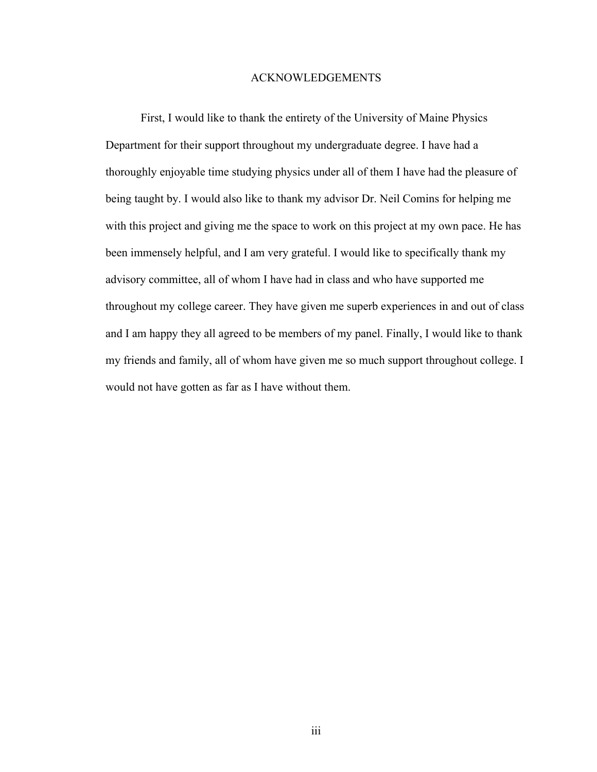# ACKNOWLEDGEMENTS

First, I would like to thank the entirety of the University of Maine Physics Department for their support throughout my undergraduate degree. I have had a thoroughly enjoyable time studying physics under all of them I have had the pleasure of being taught by. I would also like to thank my advisor Dr. Neil Comins for helping me with this project and giving me the space to work on this project at my own pace. He has been immensely helpful, and I am very grateful. I would like to specifically thank my advisory committee, all of whom I have had in class and who have supported me throughout my college career. They have given me superb experiences in and out of class and I am happy they all agreed to be members of my panel. Finally, I would like to thank my friends and family, all of whom have given me so much support throughout college. I would not have gotten as far as I have without them.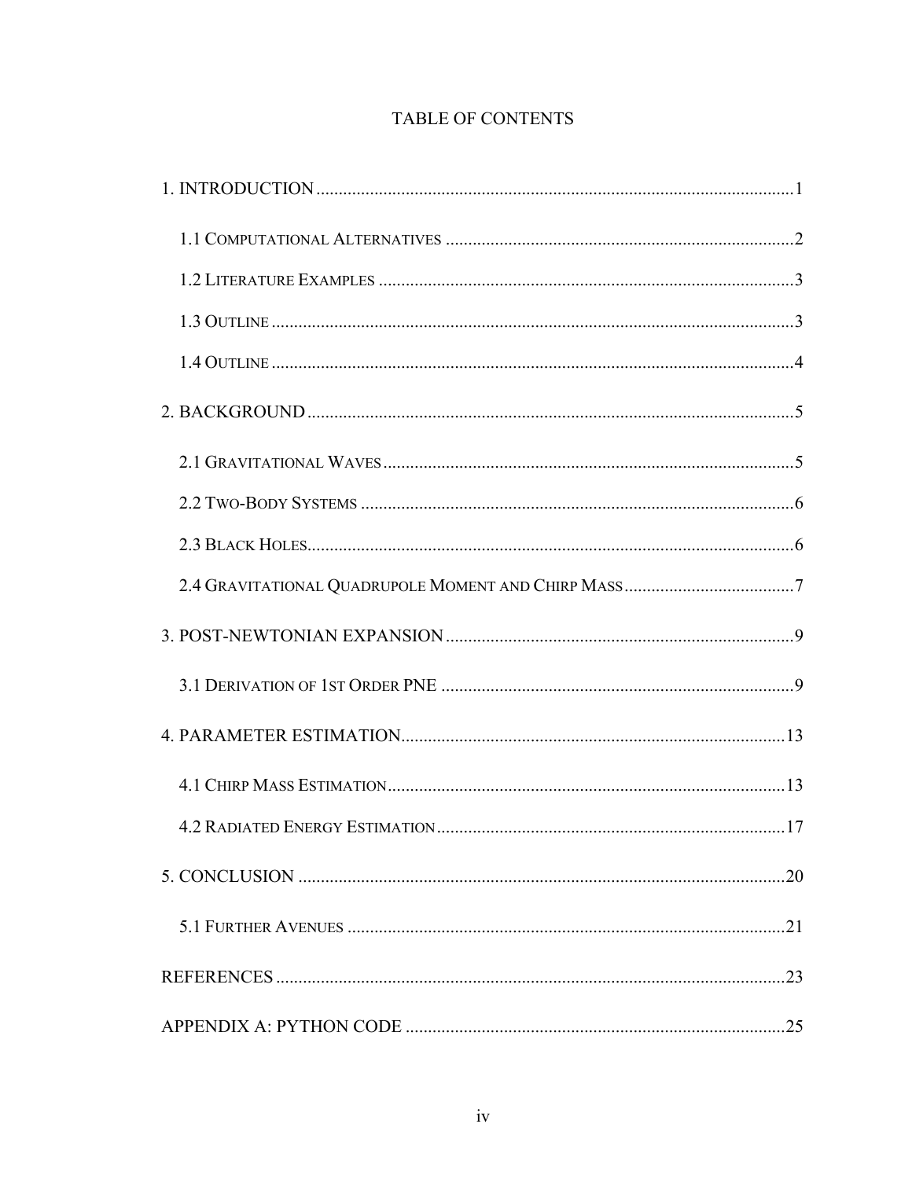# TABLE OF CONTENTS

1. INTRODUCTION .......... 1
   - 1.1 COMPUTATIONAL ALTERNATIVES .......... 2
   - 1.2 LITERATURE EXAMPLES .......... 3
   - 1.3 OUTLINE .......... 3
   - 1.4 OUTLINE .......... 4
2. BACKGROUND .......... 5
   - 2.1 GRAVITATIONAL WAVES .......... 5
   - 2.2 TWO-BODY SYSTEMS .......... 6
   - 2.3 BLACK HOLES .......... 6
   - 2.4 GRAVITATIONAL QUADRUPOLE MOMENT AND CHIRP MASS .......... 7
3. POST-NEWTONIAN EXPANSION .......... 9
   - 3.1 DERIVATION OF 1ST ORDER PNE .......... 9
4. PARAMETER ESTIMATION .......... 13
   - 4.1 CHIRP MASS ESTIMATION .......... 13
   - 4.2 RADIATED ENERGY ESTIMATION .......... 17
5. CONCLUSION .......... 20
   - 5.1 FURTHER AVENUES .......... 21

REFERENCES .......... 23

APPENDIX A: PYTHON CODE .......... 25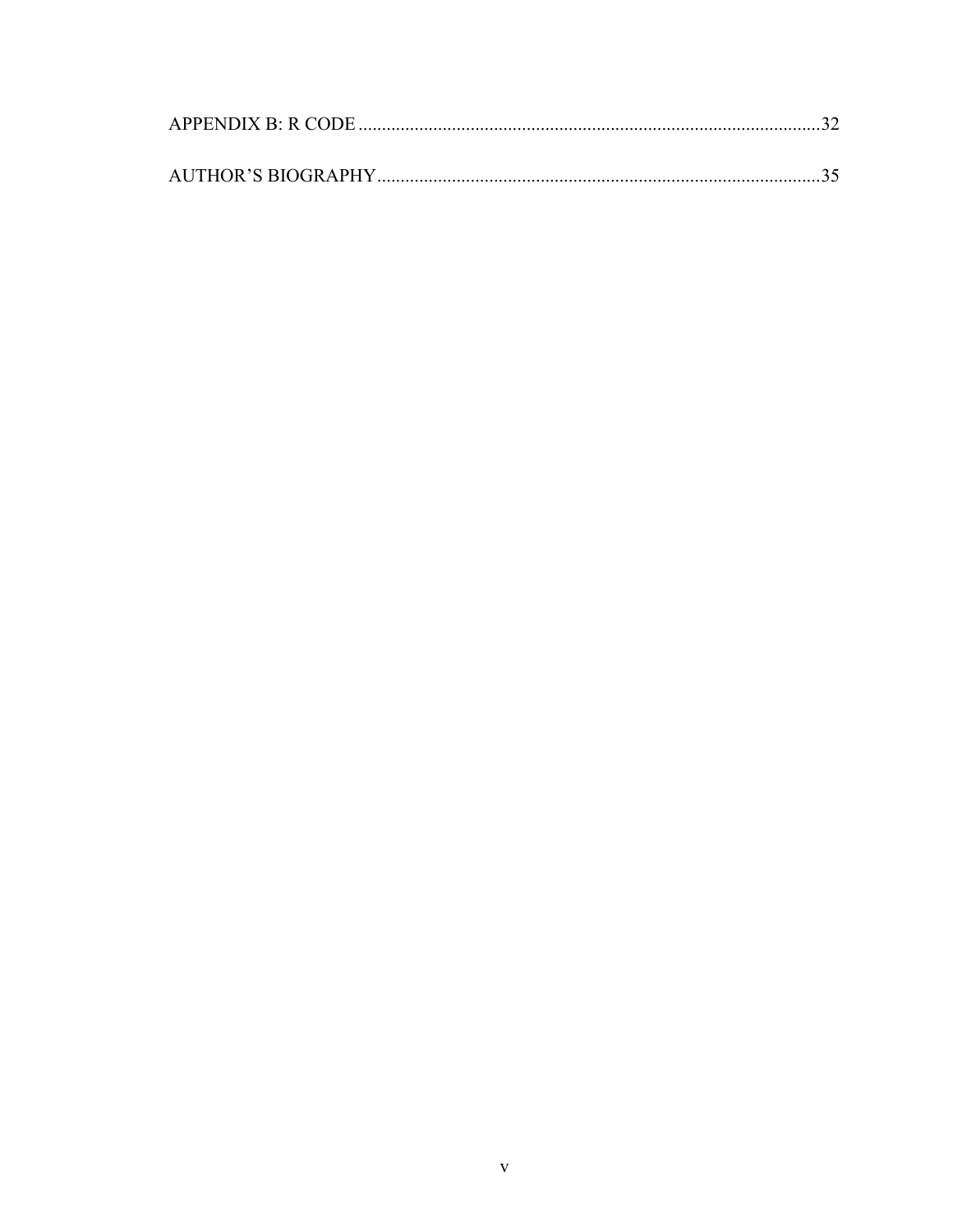APPENDIX B: R CODE ...................................................................................................32

AUTHOR'S BIOGRAPHY ...............................................................................................35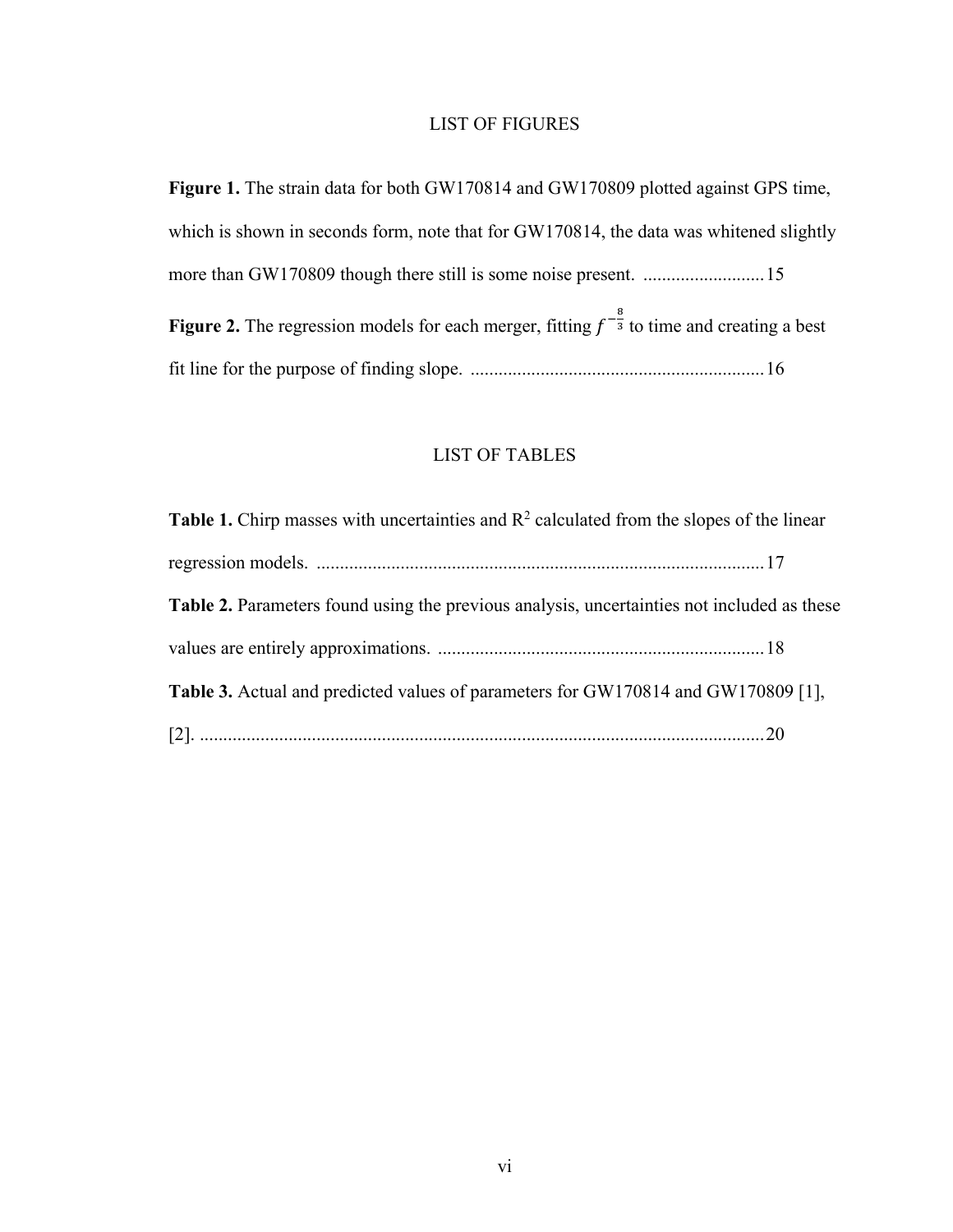## LIST OF FIGURES

**Figure 1.** The strain data for both GW170814 and GW170809 plotted against GPS time, which is shown in seconds form, note that for GW170814, the data was whitened slightly more than GW170809 though there still is some noise present. .......................... 15

**Figure 2.** The regression models for each merger, fitting $f^{-\frac{8}{3}}$ to time and creating a best fit line for the purpose of finding slope. .............................................................. 16

## LIST OF TABLES

**Table 1.** Chirp masses with uncertainties and $R^2$ calculated from the slopes of the linear regression models. ................................................................................................ 17

**Table 2.** Parameters found using the previous analysis, uncertainties not included as these values are entirely approximations. ...................................................................... 18

**Table 3.** Actual and predicted values of parameters for GW170814 and GW170809 [1], [2]. ......................................................................................................................... 20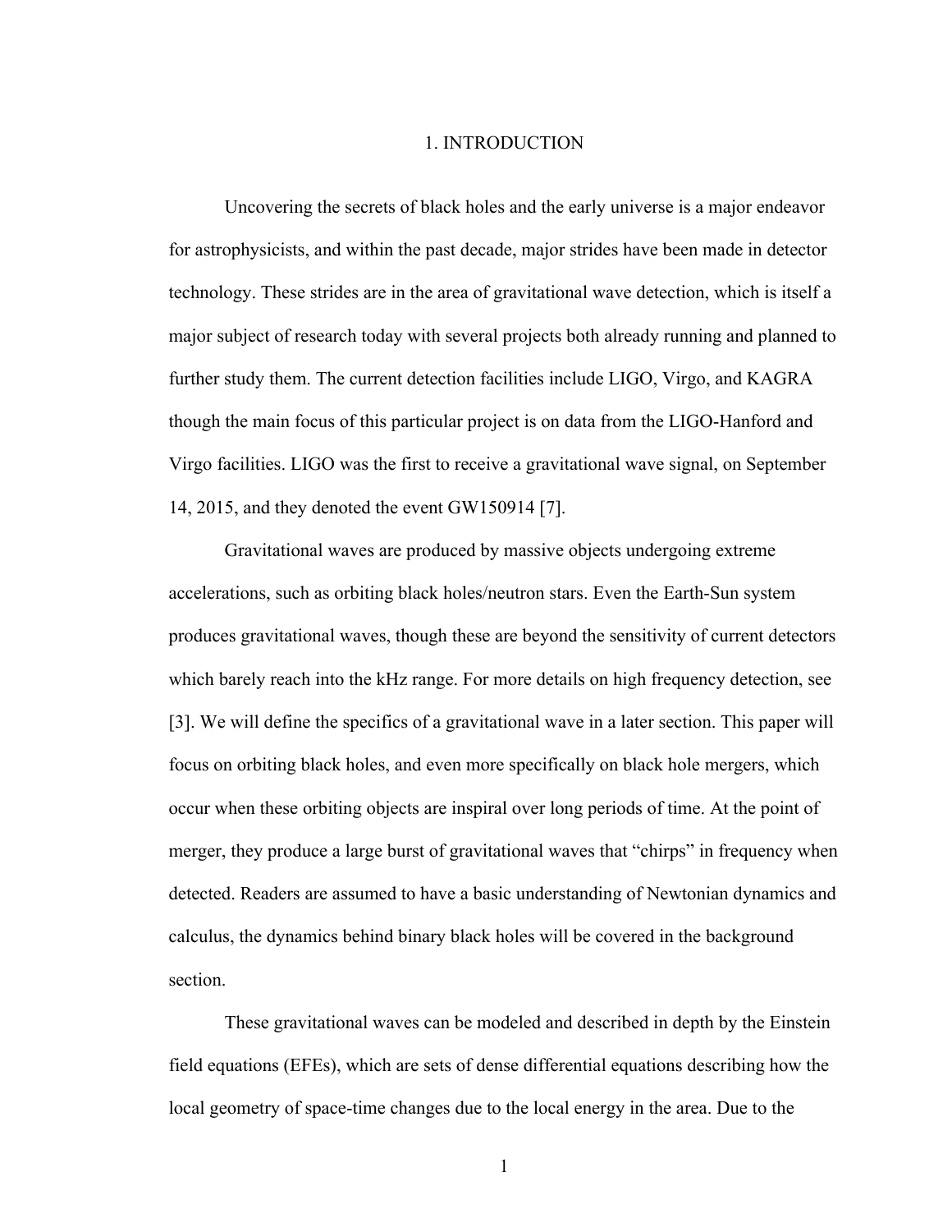# 1. INTRODUCTION

Uncovering the secrets of black holes and the early universe is a major endeavor for astrophysicists, and within the past decade, major strides have been made in detector technology. These strides are in the area of gravitational wave detection, which is itself a major subject of research today with several projects both already running and planned to further study them. The current detection facilities include LIGO, Virgo, and KAGRA though the main focus of this particular project is on data from the LIGO-Hanford and Virgo facilities. LIGO was the first to receive a gravitational wave signal, on September 14, 2015, and they denoted the event GW150914 [7].

Gravitational waves are produced by massive objects undergoing extreme accelerations, such as orbiting black holes/neutron stars. Even the Earth-Sun system produces gravitational waves, though these are beyond the sensitivity of current detectors which barely reach into the kHz range. For more details on high frequency detection, see [3]. We will define the specifics of a gravitational wave in a later section. This paper will focus on orbiting black holes, and even more specifically on black hole mergers, which occur when these orbiting objects are inspiral over long periods of time. At the point of merger, they produce a large burst of gravitational waves that "chirps" in frequency when detected. Readers are assumed to have a basic understanding of Newtonian dynamics and calculus, the dynamics behind binary black holes will be covered in the background section.

These gravitational waves can be modeled and described in depth by the Einstein field equations (EFEs), which are sets of dense differential equations describing how the local geometry of space-time changes due to the local energy in the area. Due to the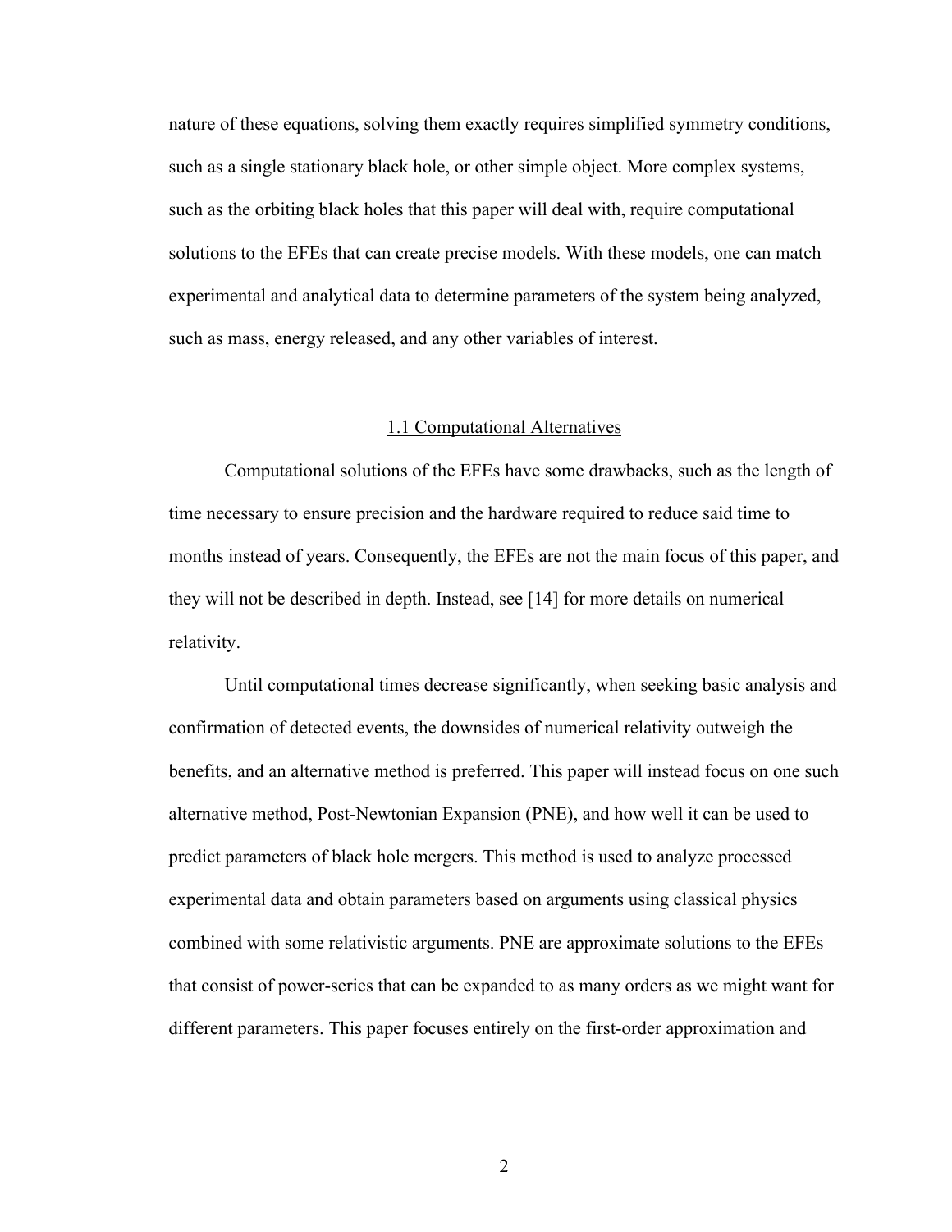nature of these equations, solving them exactly requires simplified symmetry conditions, such as a single stationary black hole, or other simple object. More complex systems, such as the orbiting black holes that this paper will deal with, require computational solutions to the EFEs that can create precise models. With these models, one can match experimental and analytical data to determine parameters of the system being analyzed, such as mass, energy released, and any other variables of interest.

## 1.1 Computational Alternatives

Computational solutions of the EFEs have some drawbacks, such as the length of time necessary to ensure precision and the hardware required to reduce said time to months instead of years. Consequently, the EFEs are not the main focus of this paper, and they will not be described in depth. Instead, see [14] for more details on numerical relativity.

Until computational times decrease significantly, when seeking basic analysis and confirmation of detected events, the downsides of numerical relativity outweigh the benefits, and an alternative method is preferred. This paper will instead focus on one such alternative method, Post-Newtonian Expansion (PNE), and how well it can be used to predict parameters of black hole mergers. This method is used to analyze processed experimental data and obtain parameters based on arguments using classical physics combined with some relativistic arguments. PNE are approximate solutions to the EFEs that consist of power-series that can be expanded to as many orders as we might want for different parameters. This paper focuses entirely on the first-order approximation and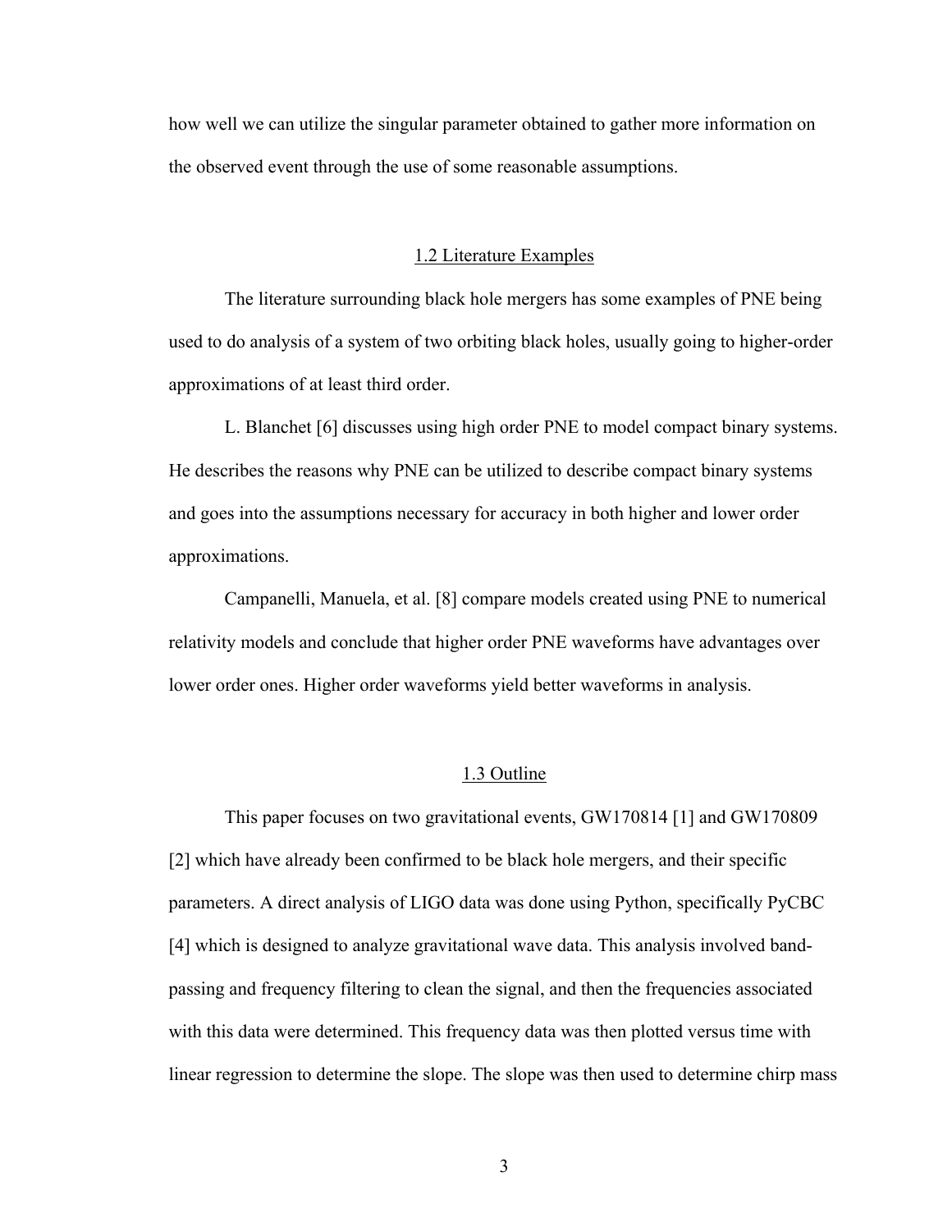how well we can utilize the singular parameter obtained to gather more information on the observed event through the use of some reasonable assumptions.

## 1.2 Literature Examples

The literature surrounding black hole mergers has some examples of PNE being used to do analysis of a system of two orbiting black holes, usually going to higher-order approximations of at least third order.

L. Blanchet [6] discusses using high order PNE to model compact binary systems. He describes the reasons why PNE can be utilized to describe compact binary systems and goes into the assumptions necessary for accuracy in both higher and lower order approximations.

Campanelli, Manuela, et al. [8] compare models created using PNE to numerical relativity models and conclude that higher order PNE waveforms have advantages over lower order ones. Higher order waveforms yield better waveforms in analysis.

## 1.3 Outline

This paper focuses on two gravitational events, GW170814 [1] and GW170809 [2] which have already been confirmed to be black hole mergers, and their specific parameters. A direct analysis of LIGO data was done using Python, specifically PyCBC [4] which is designed to analyze gravitational wave data. This analysis involved band-passing and frequency filtering to clean the signal, and then the frequencies associated with this data were determined. This frequency data was then plotted versus time with linear regression to determine the slope. The slope was then used to determine chirp mass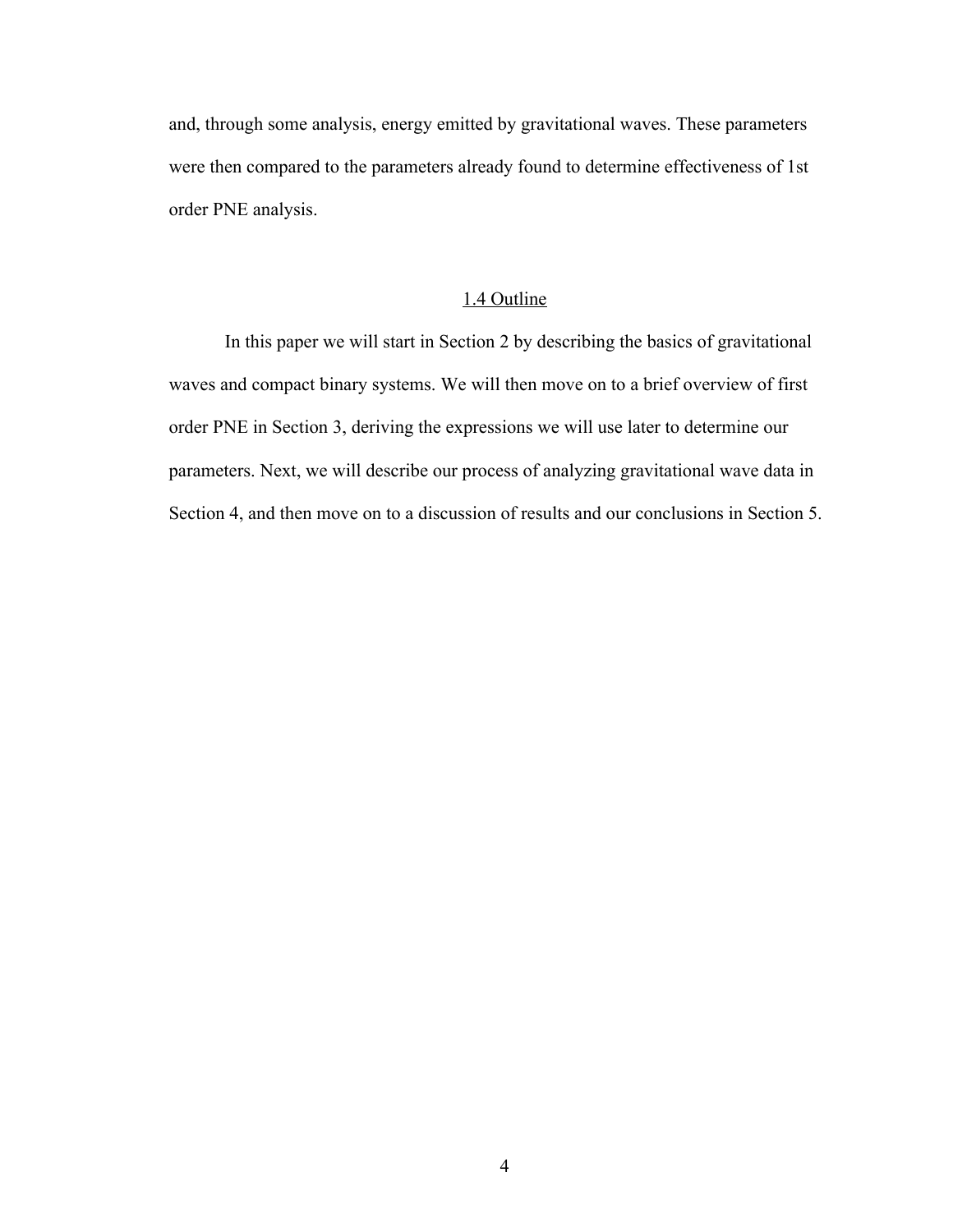and, through some analysis, energy emitted by gravitational waves. These parameters were then compared to the parameters already found to determine effectiveness of 1st order PNE analysis.

### 1.4 Outline

In this paper we will start in Section 2 by describing the basics of gravitational waves and compact binary systems. We will then move on to a brief overview of first order PNE in Section 3, deriving the expressions we will use later to determine our parameters. Next, we will describe our process of analyzing gravitational wave data in Section 4, and then move on to a discussion of results and our conclusions in Section 5.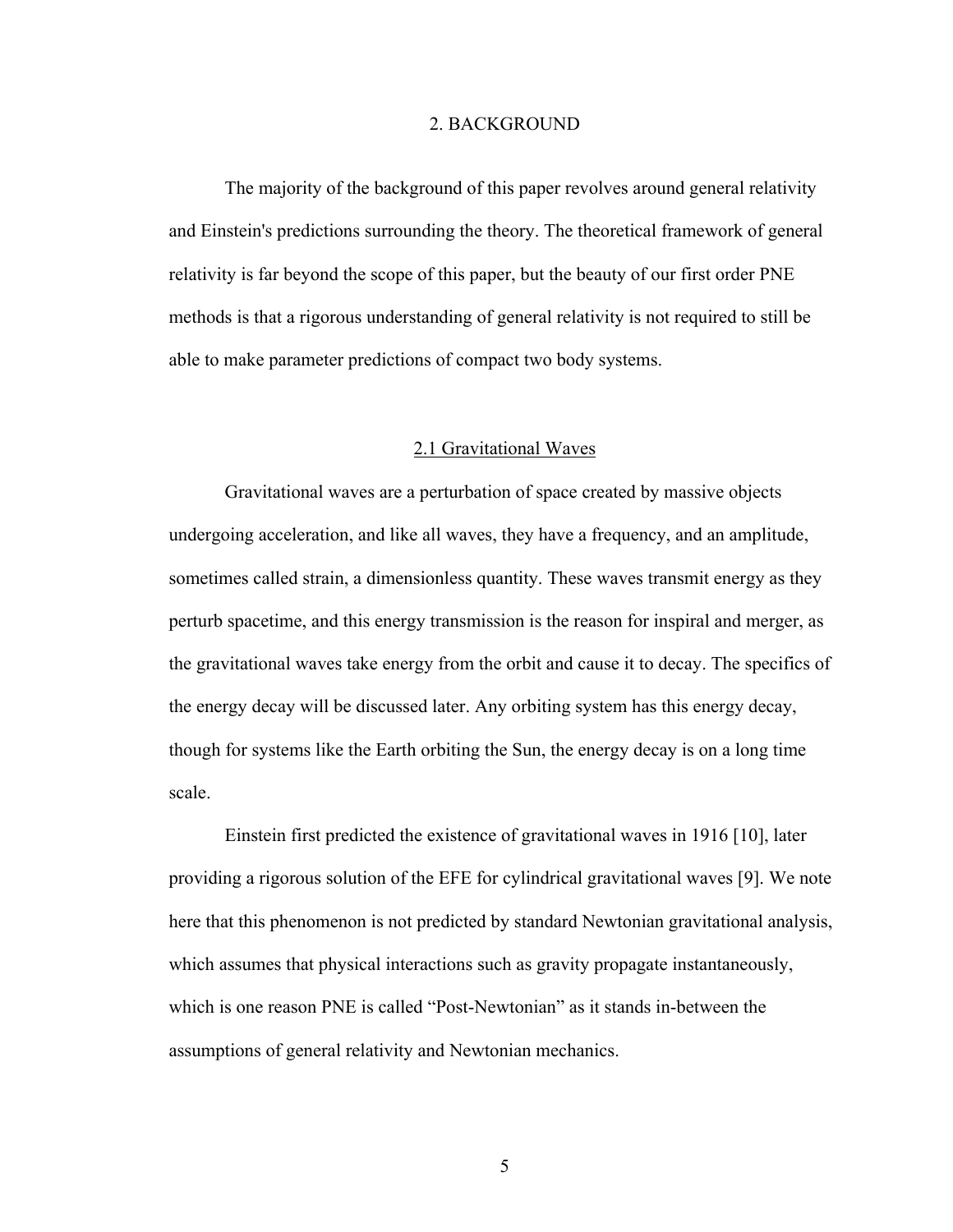# 2. BACKGROUND

The majority of the background of this paper revolves around general relativity and Einstein's predictions surrounding the theory. The theoretical framework of general relativity is far beyond the scope of this paper, but the beauty of our first order PNE methods is that a rigorous understanding of general relativity is not required to still be able to make parameter predictions of compact two body systems.

## 2.1 Gravitational Waves

Gravitational waves are a perturbation of space created by massive objects undergoing acceleration, and like all waves, they have a frequency, and an amplitude, sometimes called strain, a dimensionless quantity. These waves transmit energy as they perturb spacetime, and this energy transmission is the reason for inspiral and merger, as the gravitational waves take energy from the orbit and cause it to decay. The specifics of the energy decay will be discussed later. Any orbiting system has this energy decay, though for systems like the Earth orbiting the Sun, the energy decay is on a long time scale.

Einstein first predicted the existence of gravitational waves in 1916 [10], later providing a rigorous solution of the EFE for cylindrical gravitational waves [9]. We note here that this phenomenon is not predicted by standard Newtonian gravitational analysis, which assumes that physical interactions such as gravity propagate instantaneously, which is one reason PNE is called "Post-Newtonian" as it stands in-between the assumptions of general relativity and Newtonian mechanics.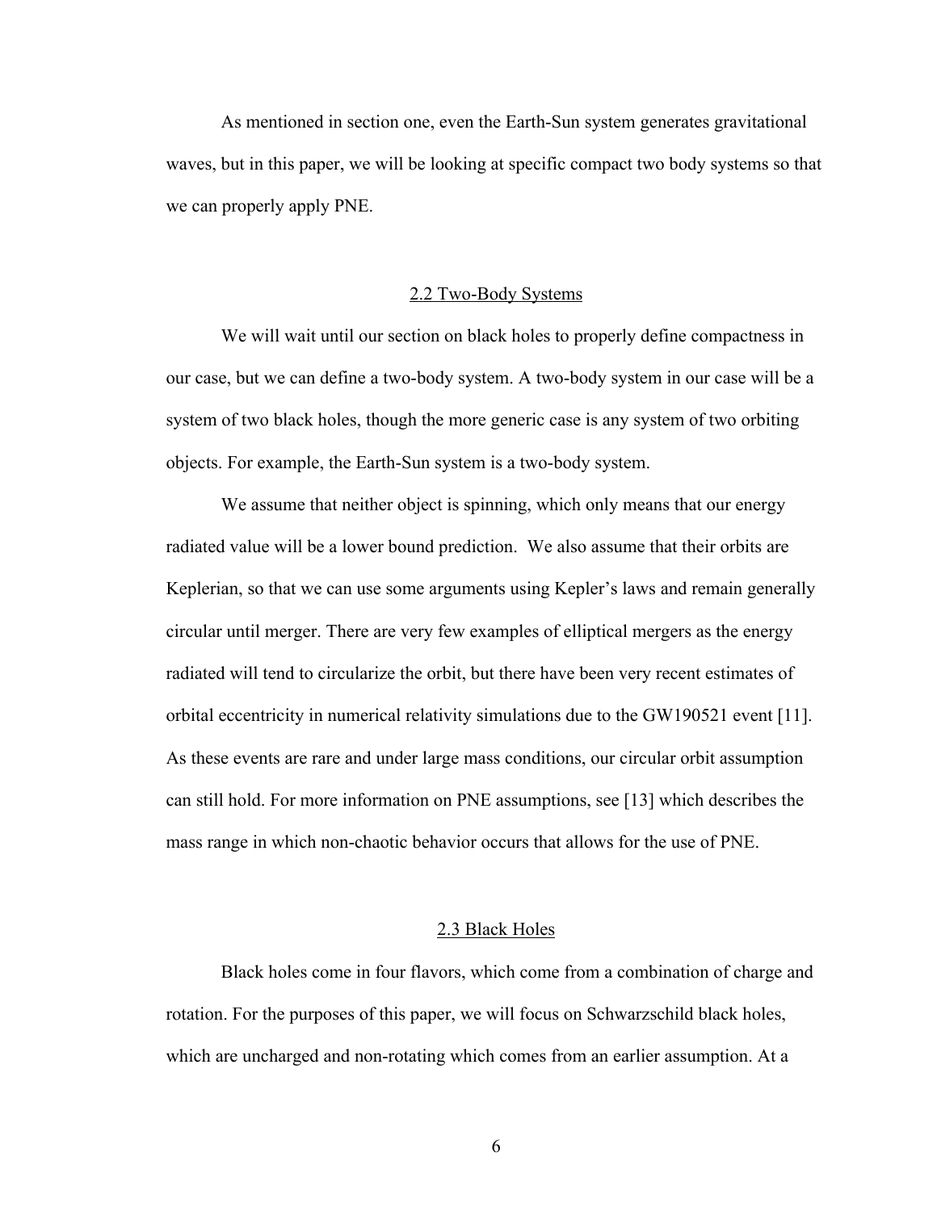As mentioned in section one, even the Earth-Sun system generates gravitational waves, but in this paper, we will be looking at specific compact two body systems so that we can properly apply PNE.

## 2.2 Two-Body Systems

We will wait until our section on black holes to properly define compactness in our case, but we can define a two-body system. A two-body system in our case will be a system of two black holes, though the more generic case is any system of two orbiting objects. For example, the Earth-Sun system is a two-body system.

We assume that neither object is spinning, which only means that our energy radiated value will be a lower bound prediction. We also assume that their orbits are Keplerian, so that we can use some arguments using Kepler's laws and remain generally circular until merger. There are very few examples of elliptical mergers as the energy radiated will tend to circularize the orbit, but there have been very recent estimates of orbital eccentricity in numerical relativity simulations due to the GW190521 event [11]. As these events are rare and under large mass conditions, our circular orbit assumption can still hold. For more information on PNE assumptions, see [13] which describes the mass range in which non-chaotic behavior occurs that allows for the use of PNE.

## 2.3 Black Holes

Black holes come in four flavors, which come from a combination of charge and rotation. For the purposes of this paper, we will focus on Schwarzschild black holes, which are uncharged and non-rotating which comes from an earlier assumption. At a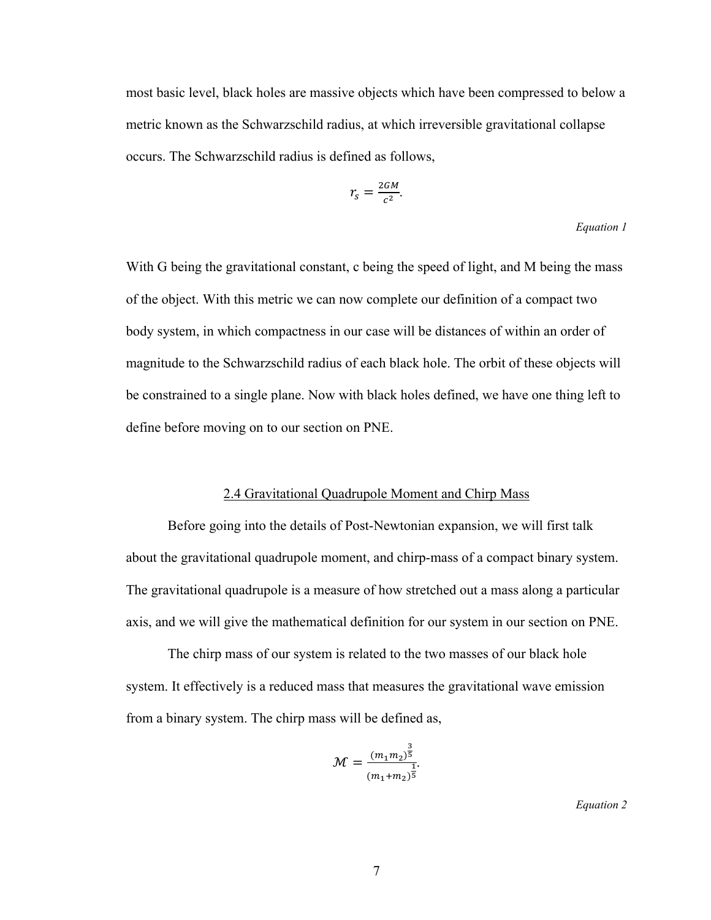most basic level, black holes are massive objects which have been compressed to below a metric known as the Schwarzschild radius, at which irreversible gravitational collapse occurs. The Schwarzschild radius is defined as follows,

$$r_s = \frac{2GM}{c^2}.$$

*Equation 1*

With G being the gravitational constant, c being the speed of light, and M being the mass of the object. With this metric we can now complete our definition of a compact two body system, in which compactness in our case will be distances of within an order of magnitude to the Schwarzschild radius of each black hole. The orbit of these objects will be constrained to a single plane. Now with black holes defined, we have one thing left to define before moving on to our section on PNE.

## 2.4 Gravitational Quadrupole Moment and Chirp Mass

Before going into the details of Post-Newtonian expansion, we will first talk about the gravitational quadrupole moment, and chirp-mass of a compact binary system. The gravitational quadrupole is a measure of how stretched out a mass along a particular axis, and we will give the mathematical definition for our system in our section on PNE.

The chirp mass of our system is related to the two masses of our black hole system. It effectively is a reduced mass that measures the gravitational wave emission from a binary system. The chirp mass will be defined as,

$$\mathcal{M} = \frac{(m_1 m_2)^{\frac{3}{5}}}{(m_1 + m_2)^{\frac{1}{5}}}.$$

*Equation 2*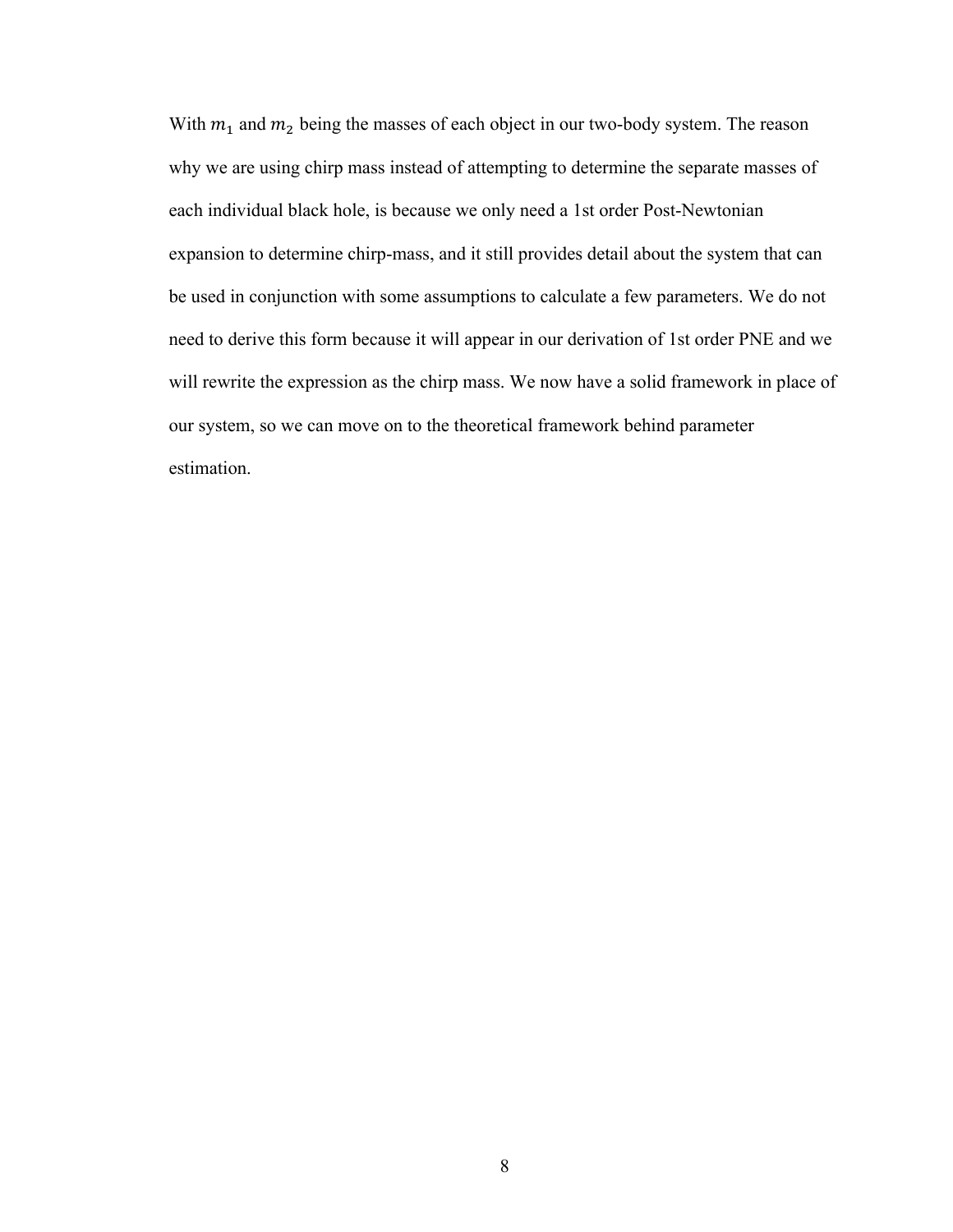With $m_1$ and $m_2$ being the masses of each object in our two-body system. The reason why we are using chirp mass instead of attempting to determine the separate masses of each individual black hole, is because we only need a 1st order Post-Newtonian expansion to determine chirp-mass, and it still provides detail about the system that can be used in conjunction with some assumptions to calculate a few parameters. We do not need to derive this form because it will appear in our derivation of 1st order PNE and we will rewrite the expression as the chirp mass. We now have a solid framework in place of our system, so we can move on to the theoretical framework behind parameter estimation.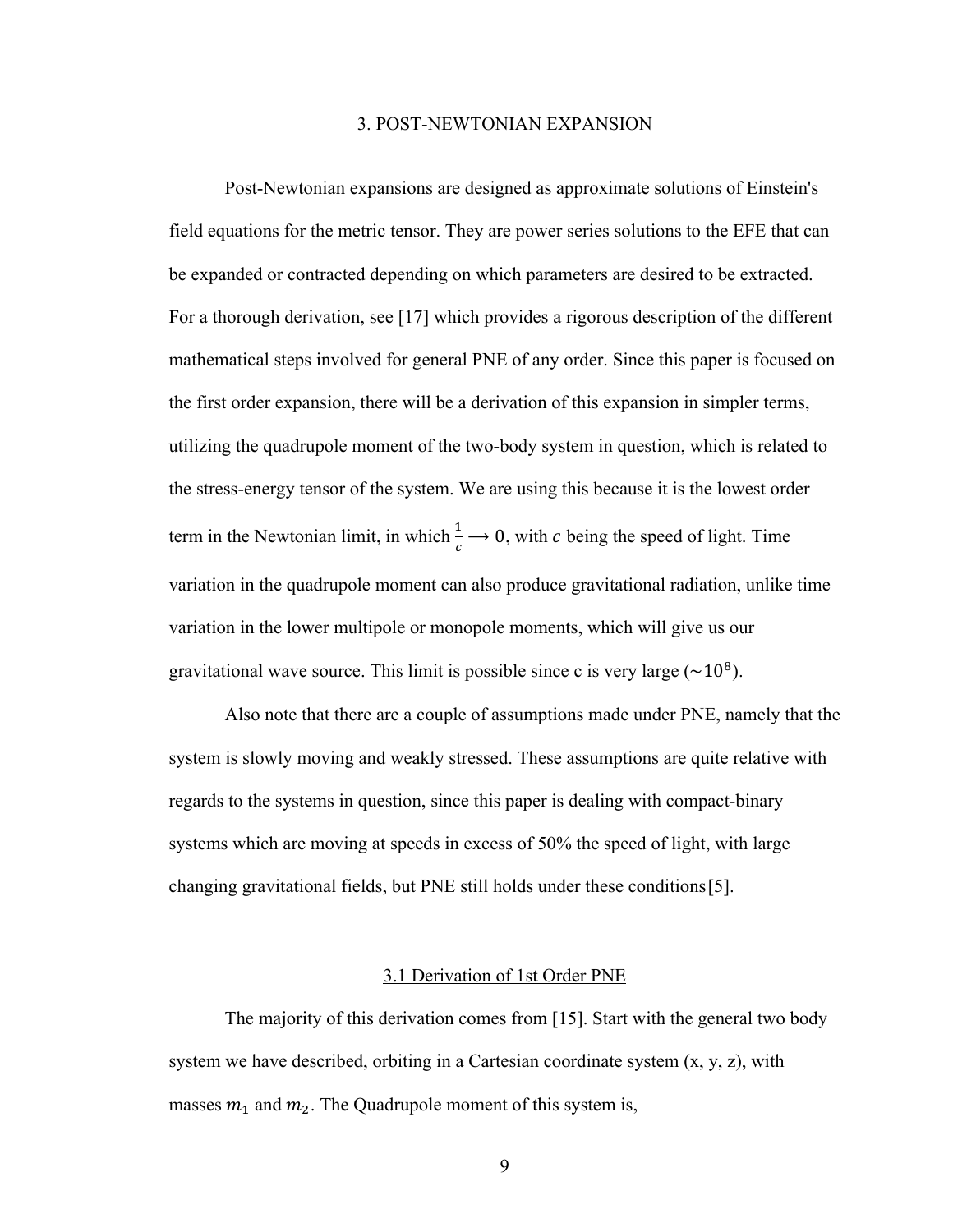# 3. POST-NEWTONIAN EXPANSION

Post-Newtonian expansions are designed as approximate solutions of Einstein's field equations for the metric tensor. They are power series solutions to the EFE that can be expanded or contracted depending on which parameters are desired to be extracted. For a thorough derivation, see [17] which provides a rigorous description of the different mathematical steps involved for general PNE of any order. Since this paper is focused on the first order expansion, there will be a derivation of this expansion in simpler terms, utilizing the quadrupole moment of the two-body system in question, which is related to the stress-energy tensor of the system. We are using this because it is the lowest order term in the Newtonian limit, in which $\frac{1}{c} \longrightarrow 0$, with $c$ being the speed of light. Time variation in the quadrupole moment can also produce gravitational radiation, unlike time variation in the lower multipole or monopole moments, which will give us our gravitational wave source. This limit is possible since c is very large ($\sim 10^8$).

Also note that there are a couple of assumptions made under PNE, namely that the system is slowly moving and weakly stressed. These assumptions are quite relative with regards to the systems in question, since this paper is dealing with compact-binary systems which are moving at speeds in excess of 50% the speed of light, with large changing gravitational fields, but PNE still holds under these conditions[5].

## 3.1 Derivation of 1st Order PNE

The majority of this derivation comes from [15]. Start with the general two body system we have described, orbiting in a Cartesian coordinate system (x, y, z), with masses $m_1$ and $m_2$. The Quadrupole moment of this system is,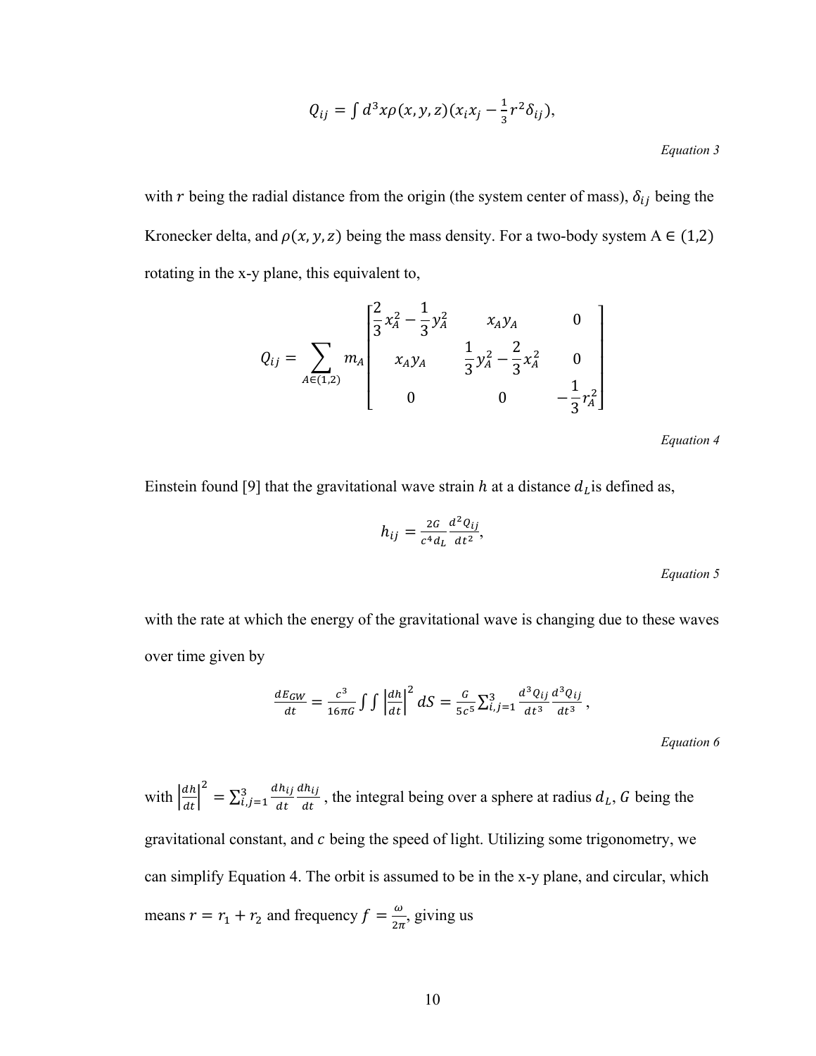$$Q_{ij} = \int d^3x \rho(x, y, z)(x_i x_j - \tfrac{1}{3} r^2 \delta_{ij}),$$

*Equation 3*

with $r$ being the radial distance from the origin (the system center of mass), $\delta_{ij}$ being the Kronecker delta, and $\rho(x, y, z)$ being the mass density. For a two-body system A $\in$ $(1,2)$ rotating in the x-y plane, this equivalent to,

$$Q_{ij} = \sum_{A \in (1,2)} m_A \begin{bmatrix} \frac{2}{3} x_A^2 - \frac{1}{3} y_A^2 & x_A y_A & 0 \\ x_A y_A & \frac{1}{3} y_A^2 - \frac{2}{3} x_A^2 & 0 \\ 0 & 0 & -\frac{1}{3} r_A^2 \end{bmatrix}$$

*Equation 4*

Einstein found [9] that the gravitational wave strain $h$ at a distance $d_L$is defined as,

$$h_{ij} = \frac{2G}{c^4 d_L} \frac{d^2 Q_{ij}}{dt^2},$$

*Equation 5*

with the rate at which the energy of the gravitational wave is changing due to these waves over time given by

$$\frac{dE_{GW}}{dt} = \frac{c^3}{16\pi G} \int\int \left| \frac{dh}{dt} \right|^2 dS = \frac{G}{5c^5} \sum_{i,j=1}^{3} \frac{d^3 Q_{ij}}{dt^3} \frac{d^3 Q_{ij}}{dt^3},$$

*Equation 6*

with $\left| \frac{dh}{dt} \right|^2 = \sum_{i,j=1}^{3} \frac{dh_{ij}}{dt} \frac{dh_{ij}}{dt}$ , the integral being over a sphere at radius $d_L$, $G$ being the gravitational constant, and $c$ being the speed of light. Utilizing some trigonometry, we can simplify Equation 4. The orbit is assumed to be in the x-y plane, and circular, which means $r = r_1 + r_2$ and frequency $f = \frac{\omega}{2\pi}$, giving us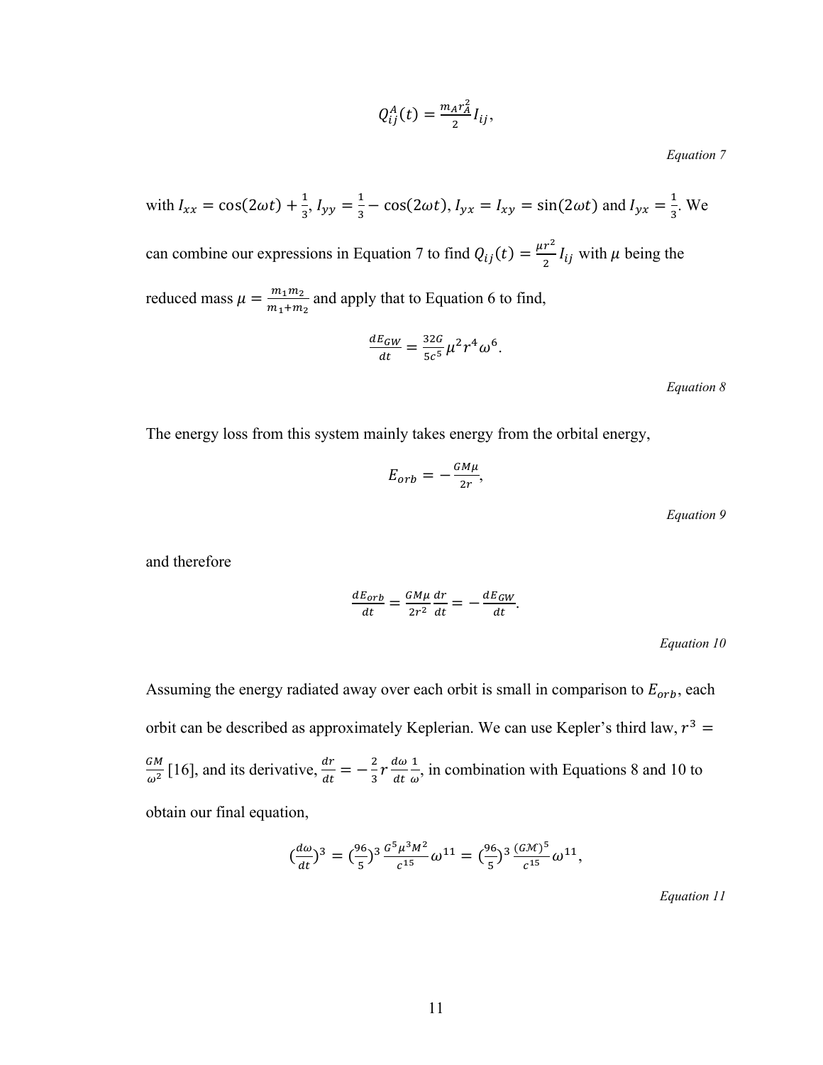$$Q_{ij}^{A}(t) = \frac{m_A r_A^2}{2} I_{ij},$$

*Equation 7*

with $I_{xx} = \cos(2\omega t) + \frac{1}{3}$, $I_{yy} = \frac{1}{3} - \cos(2\omega t)$, $I_{yx} = I_{xy} = \sin(2\omega t)$ and $I_{yx} = \frac{1}{3}$. We can combine our expressions in Equation 7 to find $Q_{ij}(t) = \frac{\mu r^2}{2} I_{ij}$ with $\mu$ being the reduced mass $\mu = \frac{m_1 m_2}{m_1 + m_2}$ and apply that to Equation 6 to find,

$$\frac{dE_{GW}}{dt} = \frac{32G}{5c^5} \mu^2 r^4 \omega^6.$$

*Equation 8*

The energy loss from this system mainly takes energy from the orbital energy,

$$E_{orb} = -\frac{GM\mu}{2r},$$

*Equation 9*

and therefore

$$\frac{dE_{orb}}{dt} = \frac{GM\mu}{2r^2}\frac{dr}{dt} = -\frac{dE_{GW}}{dt}.$$

*Equation 10*

Assuming the energy radiated away over each orbit is small in comparison to $E_{orb}$, each orbit can be described as approximately Keplerian. We can use Kepler's third law, $r^3 = \frac{GM}{\omega^2}$ [16], and its derivative, $\frac{dr}{dt} = -\frac{2}{3} r \frac{d\omega}{dt}\frac{1}{\omega}$, in combination with Equations 8 and 10 to obtain our final equation,

$$\left(\frac{d\omega}{dt}\right)^3 = \left(\frac{96}{5}\right)^3 \frac{G^5 \mu^3 M^2}{c^{15}} \omega^{11} = \left(\frac{96}{5}\right)^3 \frac{(G\mathcal{M})^5}{c^{15}} \omega^{11},$$

*Equation 11*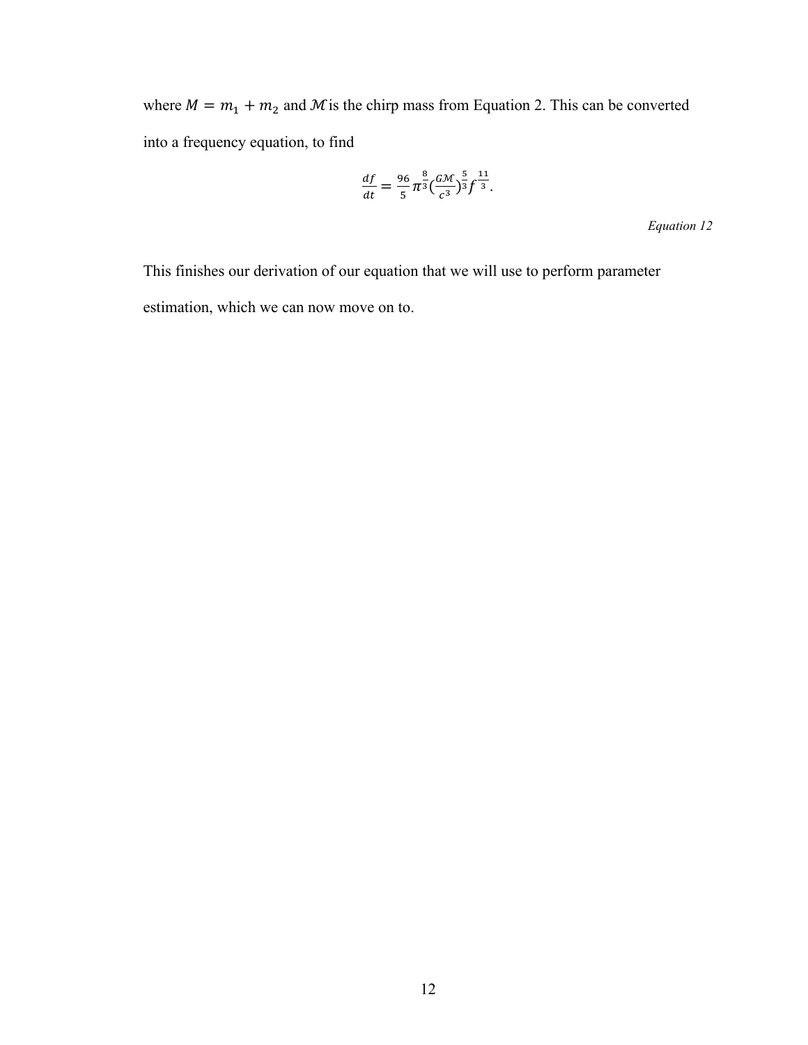where $M = m_1 + m_2$ and $\mathcal{M}$ is the chirp mass from Equation 2. This can be converted into a frequency equation, to find

$$\frac{df}{dt} = \frac{96}{5}\pi^{\frac{8}{3}}\left(\frac{G\mathcal{M}}{c^3}\right)^{\frac{5}{3}}f^{\frac{11}{3}}.$$

*Equation 12*

This finishes our derivation of our equation that we will use to perform parameter estimation, which we can now move on to.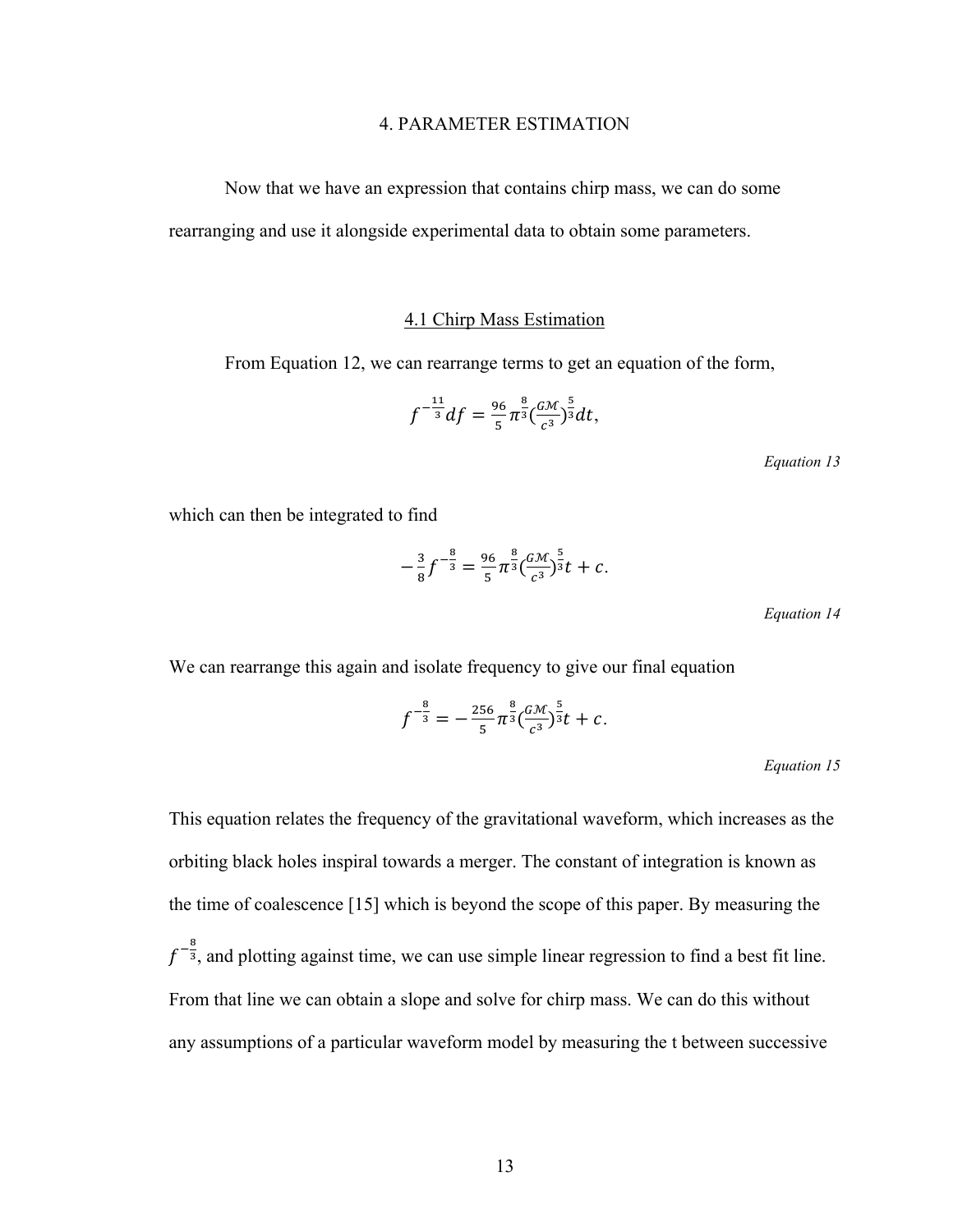# 4. PARAMETER ESTIMATION

Now that we have an expression that contains chirp mass, we can do some rearranging and use it alongside experimental data to obtain some parameters.

## 4.1 Chirp Mass Estimation

From Equation 12, we can rearrange terms to get an equation of the form,

$$f^{-\frac{11}{3}}df = \frac{96}{5}\pi^{\frac{8}{3}}(\frac{G\mathcal{M}}{c^3})^{\frac{5}{3}}dt,$$

*Equation 13*

which can then be integrated to find

$$-\frac{3}{8}f^{-\frac{8}{3}} = \frac{96}{5}\pi^{\frac{8}{3}}(\frac{G\mathcal{M}}{c^3})^{\frac{5}{3}}t + c.$$

*Equation 14*

We can rearrange this again and isolate frequency to give our final equation

$$f^{-\frac{8}{3}} = -\frac{256}{5}\pi^{\frac{8}{3}}(\frac{G\mathcal{M}}{c^3})^{\frac{5}{3}}t + c.$$

*Equation 15*

This equation relates the frequency of the gravitational waveform, which increases as the orbiting black holes inspiral towards a merger. The constant of integration is known as the time of coalescence [15] which is beyond the scope of this paper. By measuring the $f^{-\frac{8}{3}}$, and plotting against time, we can use simple linear regression to find a best fit line. From that line we can obtain a slope and solve for chirp mass. We can do this without any assumptions of a particular waveform model by measuring the t between successive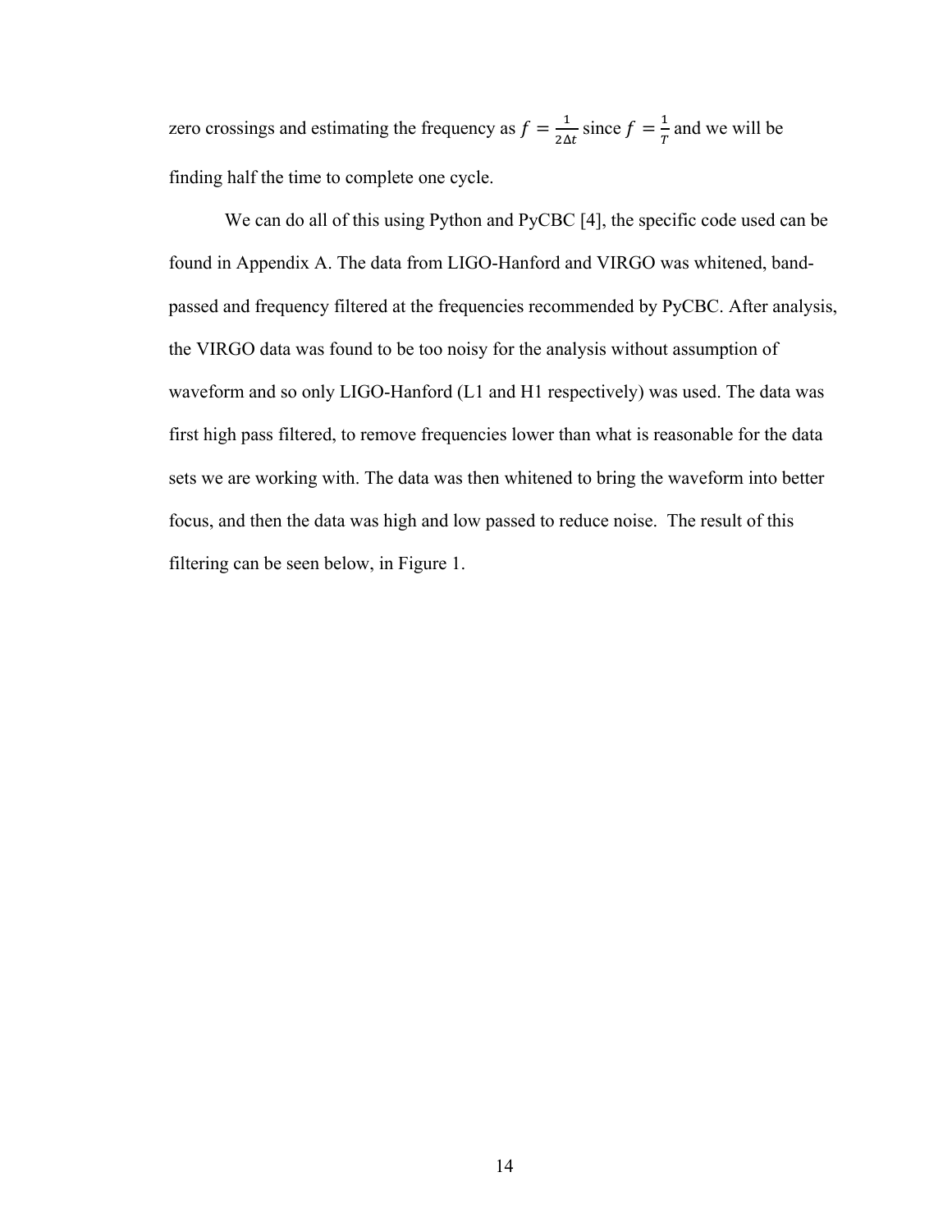zero crossings and estimating the frequency as $f = \frac{1}{2\Delta t}$ since $f = \frac{1}{T}$ and we will be finding half the time to complete one cycle.

We can do all of this using Python and PyCBC [4], the specific code used can be found in Appendix A. The data from LIGO-Hanford and VIRGO was whitened, band-passed and frequency filtered at the frequencies recommended by PyCBC. After analysis, the VIRGO data was found to be too noisy for the analysis without assumption of waveform and so only LIGO-Hanford (L1 and H1 respectively) was used. The data was first high pass filtered, to remove frequencies lower than what is reasonable for the data sets we are working with. The data was then whitened to bring the waveform into better focus, and then the data was high and low passed to reduce noise. The result of this filtering can be seen below, in Figure 1.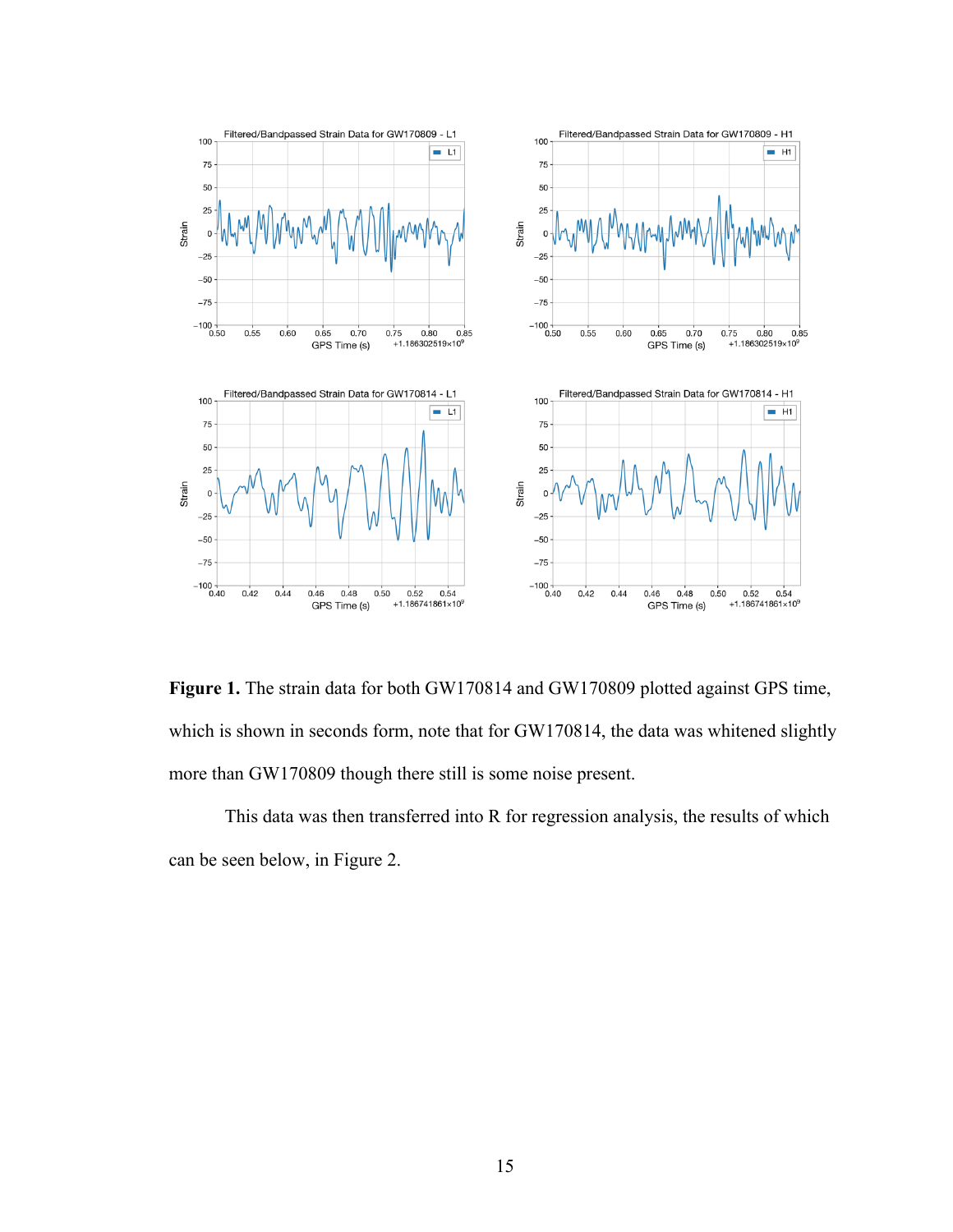**Figure 1.** The strain data for both GW170814 and GW170809 plotted against GPS time, which is shown in seconds form, note that for GW170814, the data was whitened slightly more than GW170809 though there still is some noise present.

This data was then transferred into R for regression analysis, the results of which can be seen below, in Figure 2.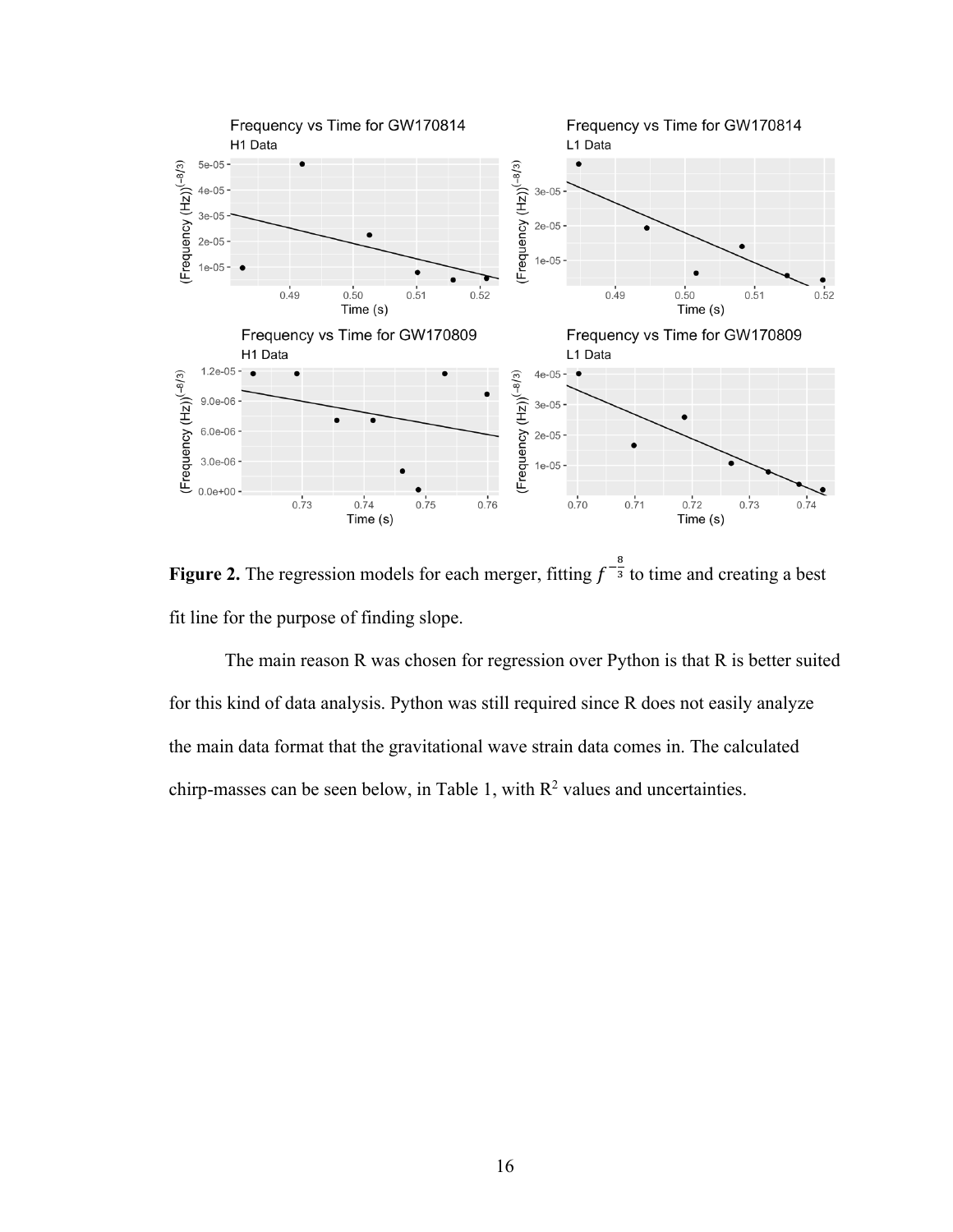**Figure 2.** The regression models for each merger, fitting $f^{-\frac{8}{3}}$ to time and creating a best fit line for the purpose of finding slope.

The main reason R was chosen for regression over Python is that R is better suited for this kind of data analysis. Python was still required since R does not easily analyze the main data format that the gravitational wave strain data comes in. The calculated chirp-masses can be seen below, in Table 1, with $R^2$ values and uncertainties.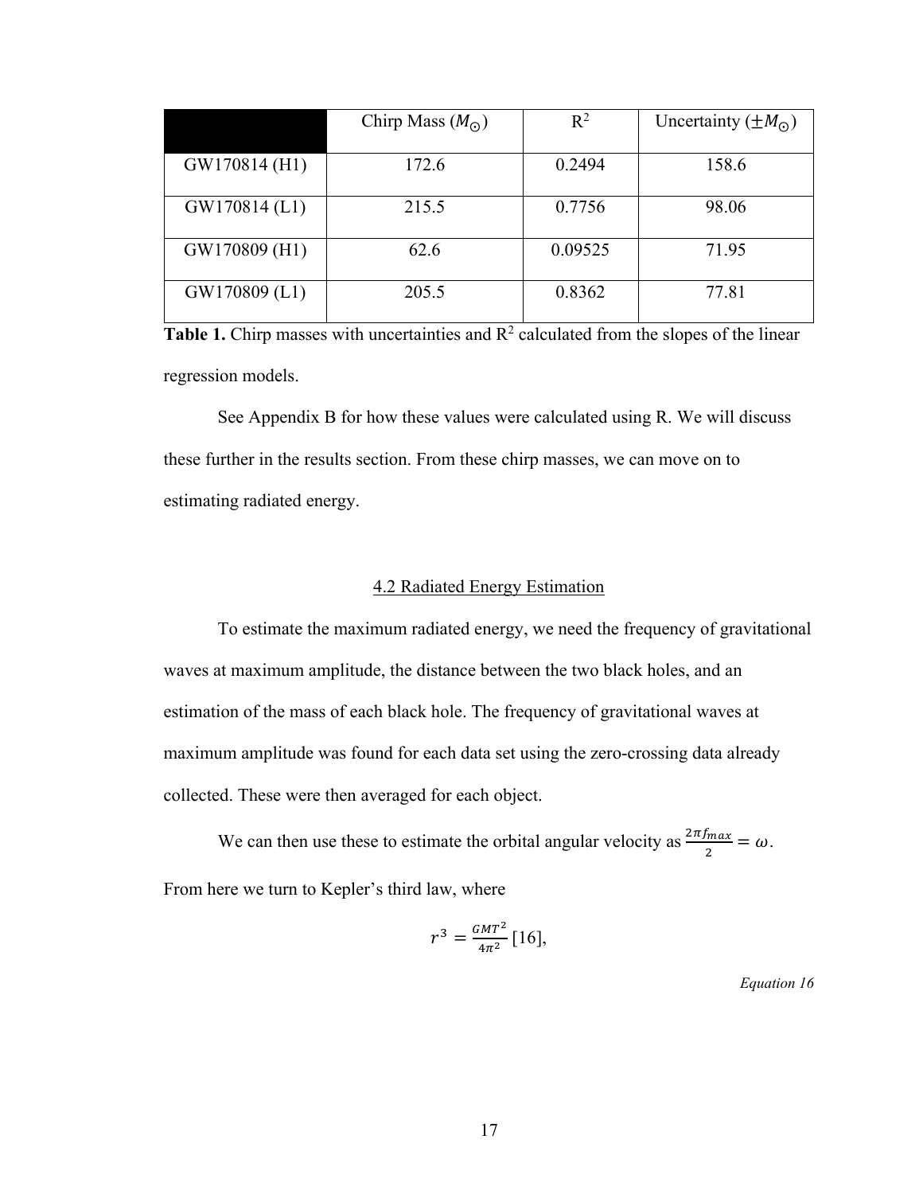| | Chirp Mass ($M_{\odot}$) | $R^2$ | Uncertainty ($\pm M_{\odot}$) |
|---|---|---|---|
| GW170814 (H1) | 172.6 | 0.2494 | 158.6 |
| GW170814 (L1) | 215.5 | 0.7756 | 98.06 |
| GW170809 (H1) | 62.6 | 0.09525 | 71.95 |
| GW170809 (L1) | 205.5 | 0.8362 | 77.81 |

**Table 1.** Chirp masses with uncertainties and $R^2$ calculated from the slopes of the linear regression models.

See Appendix B for how these values were calculated using R. We will discuss these further in the results section. From these chirp masses, we can move on to estimating radiated energy.

## 4.2 Radiated Energy Estimation

To estimate the maximum radiated energy, we need the frequency of gravitational waves at maximum amplitude, the distance between the two black holes, and an estimation of the mass of each black hole. The frequency of gravitational waves at maximum amplitude was found for each data set using the zero-crossing data already collected. These were then averaged for each object.

We can then use these to estimate the orbital angular velocity as $\frac{2\pi f_{max}}{2} = \omega$. From here we turn to Kepler's third law, where

$$r^3 = \frac{GMT^2}{4\pi^2} \text{ [16]},$$

*Equation 16*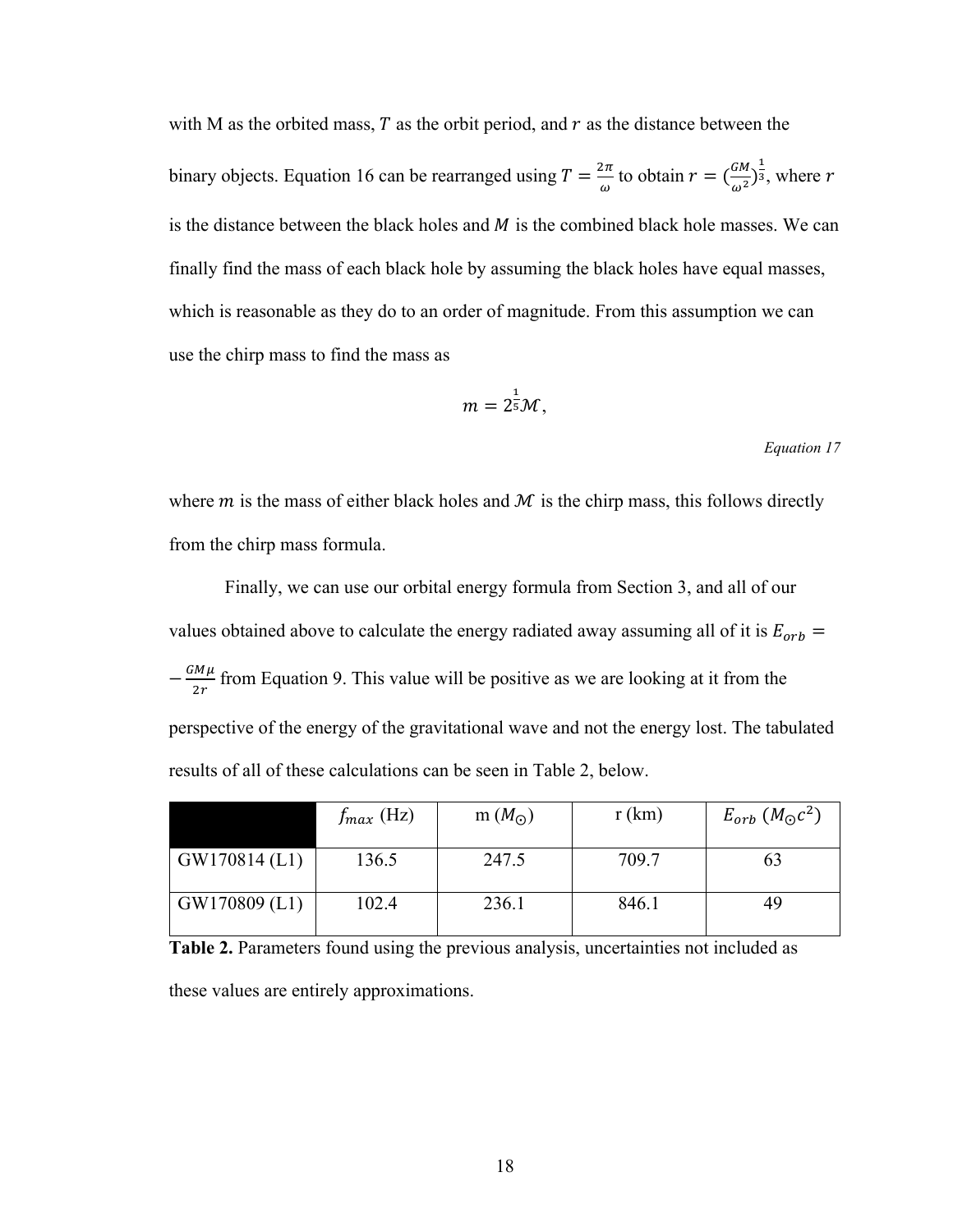with M as the orbited mass, $T$ as the orbit period, and $r$ as the distance between the binary objects. Equation 16 can be rearranged using $T = \frac{2\pi}{\omega}$ to obtain $r = (\frac{GM}{\omega^2})^{\frac{1}{3}}$, where $r$ is the distance between the black holes and $M$ is the combined black hole masses. We can finally find the mass of each black hole by assuming the black holes have equal masses, which is reasonable as they do to an order of magnitude. From this assumption we can use the chirp mass to find the mass as

$$m = 2^{\frac{1}{5}}\mathcal{M},$$

*Equation 17*

where $m$ is the mass of either black holes and $\mathcal{M}$ is the chirp mass, this follows directly from the chirp mass formula.

Finally, we can use our orbital energy formula from Section 3, and all of our values obtained above to calculate the energy radiated away assuming all of it is $E_{orb} = -\frac{GM\mu}{2r}$ from Equation 9. This value will be positive as we are looking at it from the perspective of the energy of the gravitational wave and not the energy lost. The tabulated results of all of these calculations can be seen in Table 2, below.

| | $f_{max}$ (Hz) | m ($M_{\odot}$) | r (km) | $E_{orb}$ ($M_{\odot}c^2$) |
|---|---|---|---|---|
| GW170814 (L1) | 136.5 | 247.5 | 709.7 | 63 |
| GW170809 (L1) | 102.4 | 236.1 | 846.1 | 49 |

**Table 2.** Parameters found using the previous analysis, uncertainties not included as these values are entirely approximations.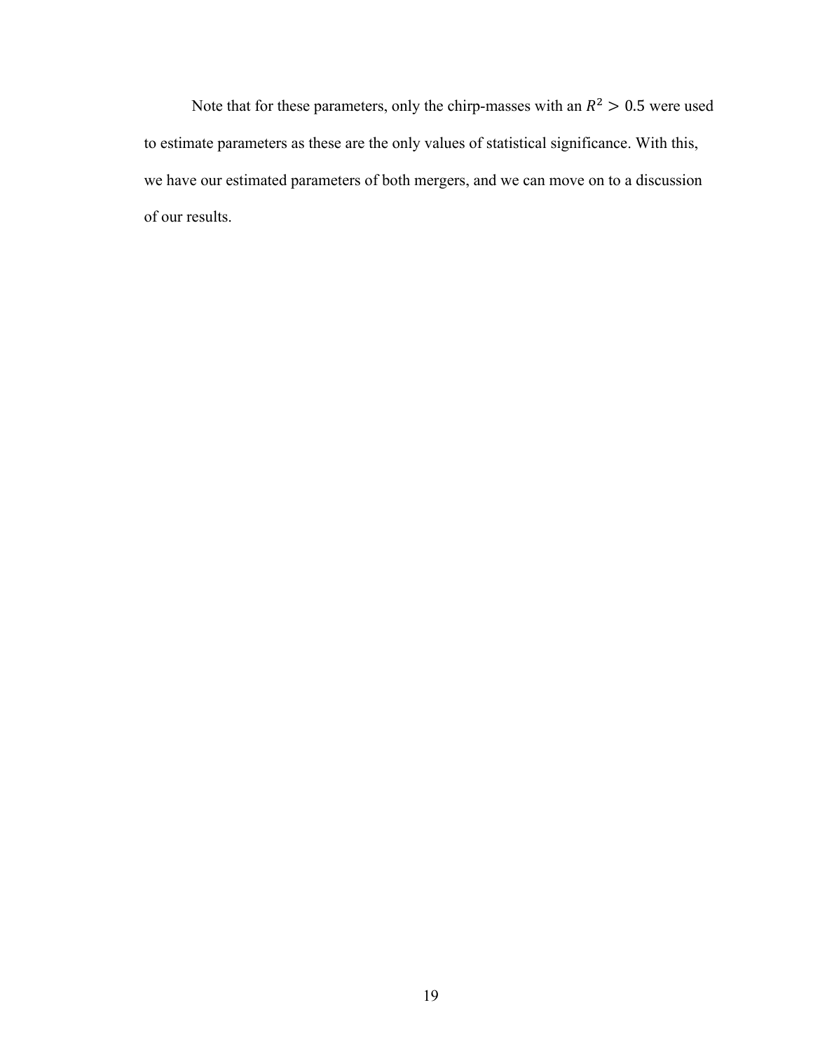Note that for these parameters, only the chirp-masses with an $R^2 > 0.5$ were used to estimate parameters as these are the only values of statistical significance. With this, we have our estimated parameters of both mergers, and we can move on to a discussion of our results.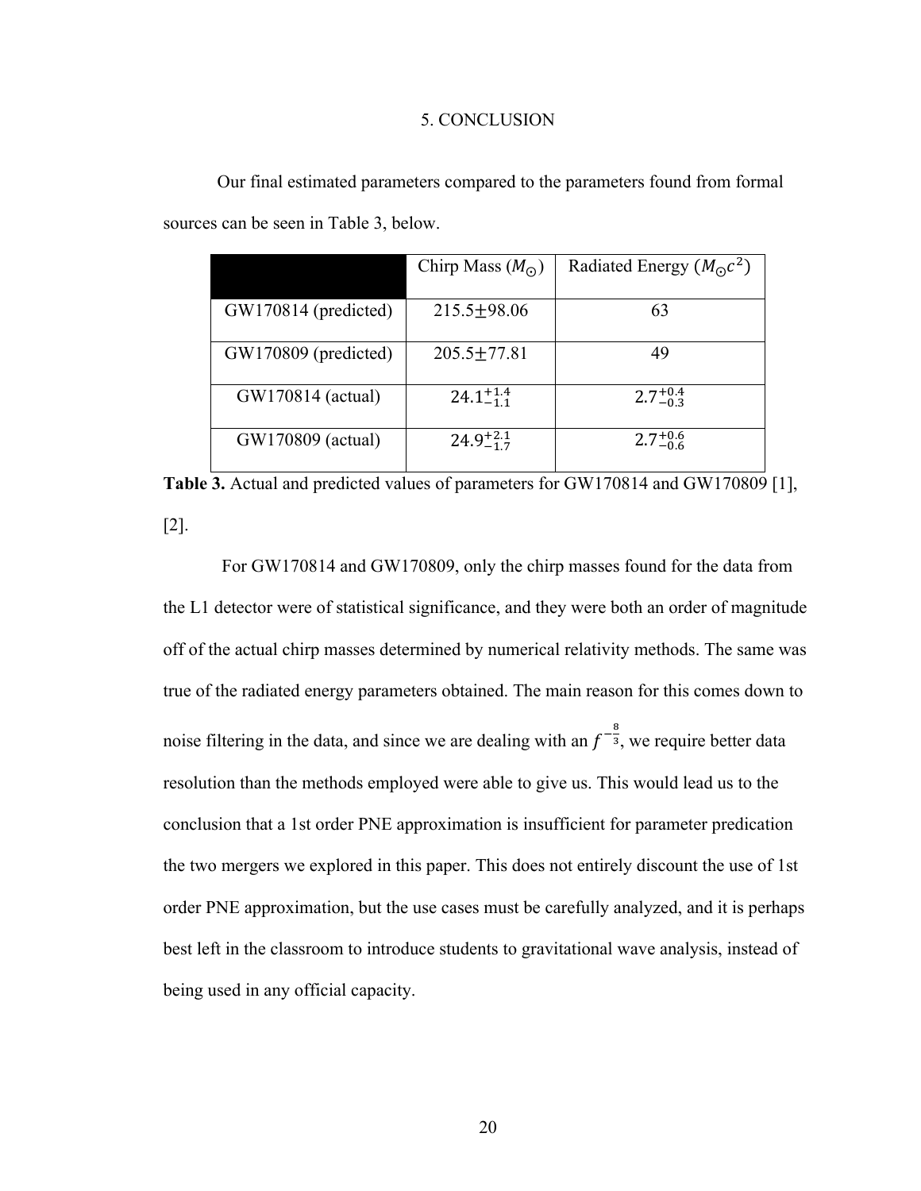# 5. CONCLUSION

Our final estimated parameters compared to the parameters found from formal sources can be seen in Table 3, below.

| | Chirp Mass ($M_\odot$) | Radiated Energy ($M_\odot c^2$) |
|---|---|---|
| GW170814 (predicted) | 215.5$\pm$98.06 | 63 |
| GW170809 (predicted) | 205.5$\pm$77.81 | 49 |
| GW170814 (actual) | $24.1^{+1.4}_{-1.1}$ | $2.7^{+0.4}_{-0.3}$ |
| GW170809 (actual) | $24.9^{+2.1}_{-1.7}$ | $2.7^{+0.6}_{-0.6}$ |

**Table 3.** Actual and predicted values of parameters for GW170814 and GW170809 [1], [2].

For GW170814 and GW170809, only the chirp masses found for the data from the L1 detector were of statistical significance, and they were both an order of magnitude off of the actual chirp masses determined by numerical relativity methods. The same was true of the radiated energy parameters obtained. The main reason for this comes down to noise filtering in the data, and since we are dealing with an $f^{-\frac{8}{3}}$, we require better data resolution than the methods employed were able to give us. This would lead us to the conclusion that a 1st order PNE approximation is insufficient for parameter predication the two mergers we explored in this paper. This does not entirely discount the use of 1st order PNE approximation, but the use cases must be carefully analyzed, and it is perhaps best left in the classroom to introduce students to gravitational wave analysis, instead of being used in any official capacity.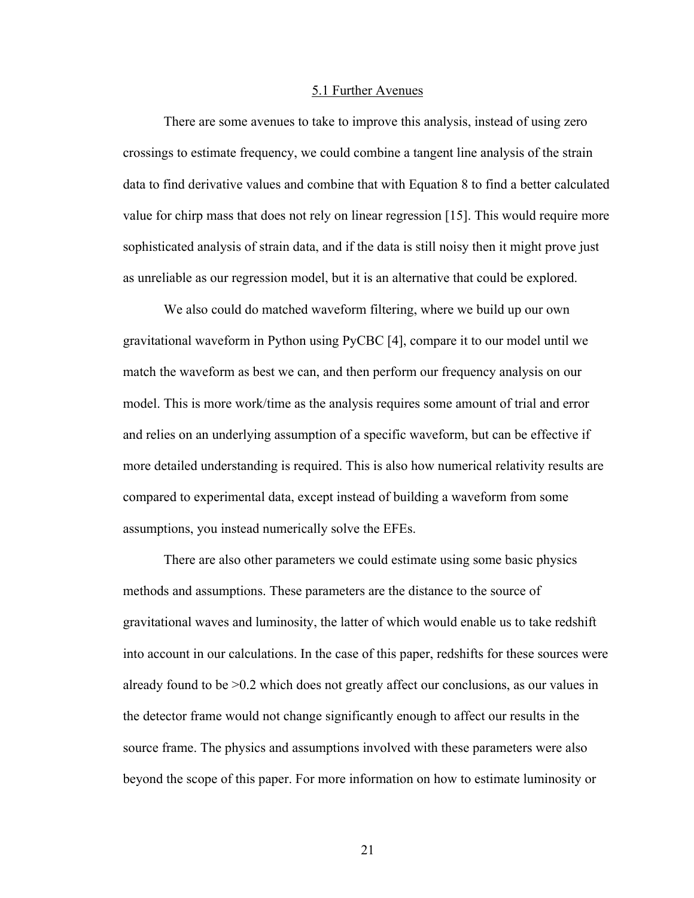## 5.1 Further Avenues

There are some avenues to take to improve this analysis, instead of using zero crossings to estimate frequency, we could combine a tangent line analysis of the strain data to find derivative values and combine that with Equation 8 to find a better calculated value for chirp mass that does not rely on linear regression [15]. This would require more sophisticated analysis of strain data, and if the data is still noisy then it might prove just as unreliable as our regression model, but it is an alternative that could be explored.

We also could do matched waveform filtering, where we build up our own gravitational waveform in Python using PyCBC [4], compare it to our model until we match the waveform as best we can, and then perform our frequency analysis on our model. This is more work/time as the analysis requires some amount of trial and error and relies on an underlying assumption of a specific waveform, but can be effective if more detailed understanding is required. This is also how numerical relativity results are compared to experimental data, except instead of building a waveform from some assumptions, you instead numerically solve the EFEs.

There are also other parameters we could estimate using some basic physics methods and assumptions. These parameters are the distance to the source of gravitational waves and luminosity, the latter of which would enable us to take redshift into account in our calculations. In the case of this paper, redshifts for these sources were already found to be >0.2 which does not greatly affect our conclusions, as our values in the detector frame would not change significantly enough to affect our results in the source frame. The physics and assumptions involved with these parameters were also beyond the scope of this paper. For more information on how to estimate luminosity or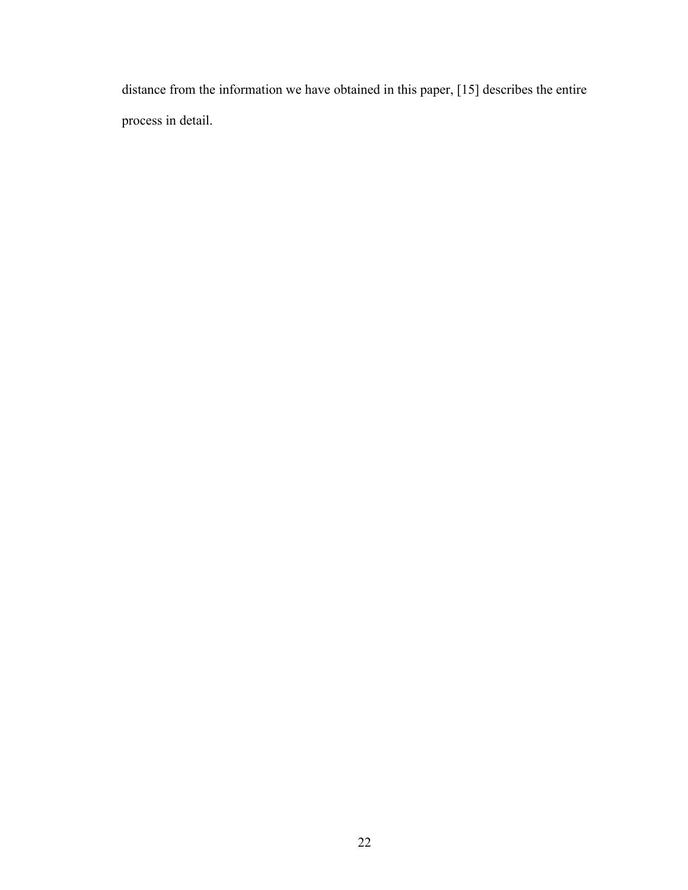distance from the information we have obtained in this paper, [15] describes the entire process in detail.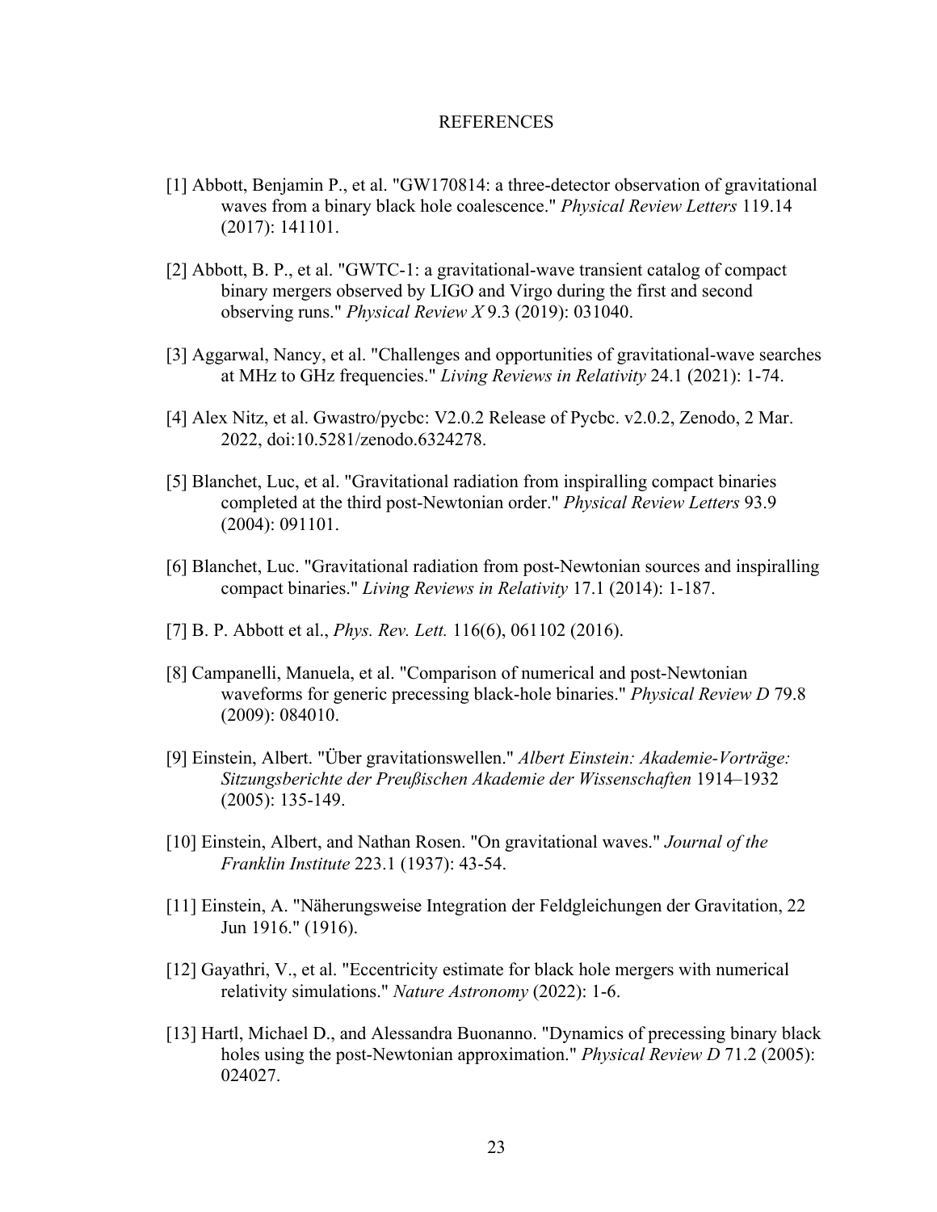# REFERENCES

[1] Abbott, Benjamin P., et al. "GW170814: a three-detector observation of gravitational waves from a binary black hole coalescence." *Physical Review Letters* 119.14 (2017): 141101.

[2] Abbott, B. P., et al. "GWTC-1: a gravitational-wave transient catalog of compact binary mergers observed by LIGO and Virgo during the first and second observing runs." *Physical Review X* 9.3 (2019): 031040.

[3] Aggarwal, Nancy, et al. "Challenges and opportunities of gravitational-wave searches at MHz to GHz frequencies." *Living Reviews in Relativity* 24.1 (2021): 1-74.

[4] Alex Nitz, et al. Gwastro/pycbc: V2.0.2 Release of Pycbc. v2.0.2, Zenodo, 2 Mar. 2022, doi:10.5281/zenodo.6324278.

[5] Blanchet, Luc, et al. "Gravitational radiation from inspiralling compact binaries completed at the third post-Newtonian order." *Physical Review Letters* 93.9 (2004): 091101.

[6] Blanchet, Luc. "Gravitational radiation from post-Newtonian sources and inspiralling compact binaries." *Living Reviews in Relativity* 17.1 (2014): 1-187.

[7] B. P. Abbott et al., *Phys. Rev. Lett.* 116(6), 061102 (2016).

[8] Campanelli, Manuela, et al. "Comparison of numerical and post-Newtonian waveforms for generic precessing black-hole binaries." *Physical Review D* 79.8 (2009): 084010.

[9] Einstein, Albert. "Über gravitationswellen." *Albert Einstein: Akademie-Vorträge: Sitzungsberichte der Preußischen Akademie der Wissenschaften* 1914–1932 (2005): 135-149.

[10] Einstein, Albert, and Nathan Rosen. "On gravitational waves." *Journal of the Franklin Institute* 223.1 (1937): 43-54.

[11] Einstein, A. "Näherungsweise Integration der Feldgleichungen der Gravitation, 22 Jun 1916." (1916).

[12] Gayathri, V., et al. "Eccentricity estimate for black hole mergers with numerical relativity simulations." *Nature Astronomy* (2022): 1-6.

[13] Hartl, Michael D., and Alessandra Buonanno. "Dynamics of precessing binary black holes using the post-Newtonian approximation." *Physical Review D* 71.2 (2005): 024027.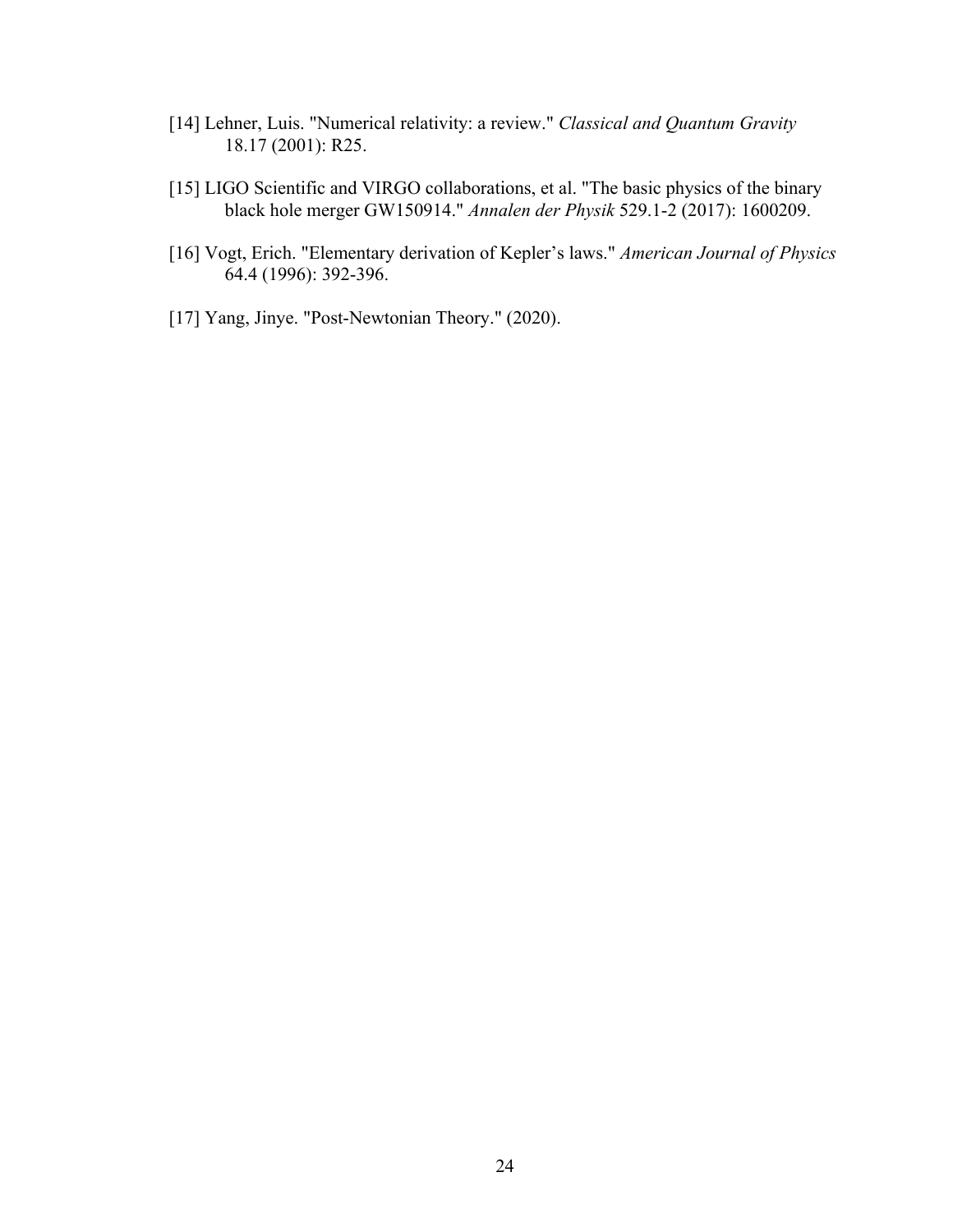[14] Lehner, Luis. "Numerical relativity: a review." *Classical and Quantum Gravity* 18.17 (2001): R25.

[15] LIGO Scientific and VIRGO collaborations, et al. "The basic physics of the binary black hole merger GW150914." *Annalen der Physik* 529.1-2 (2017): 1600209.

[16] Vogt, Erich. "Elementary derivation of Kepler's laws." *American Journal of Physics* 64.4 (1996): 392-396.

[17] Yang, Jinye. "Post-Newtonian Theory." (2020).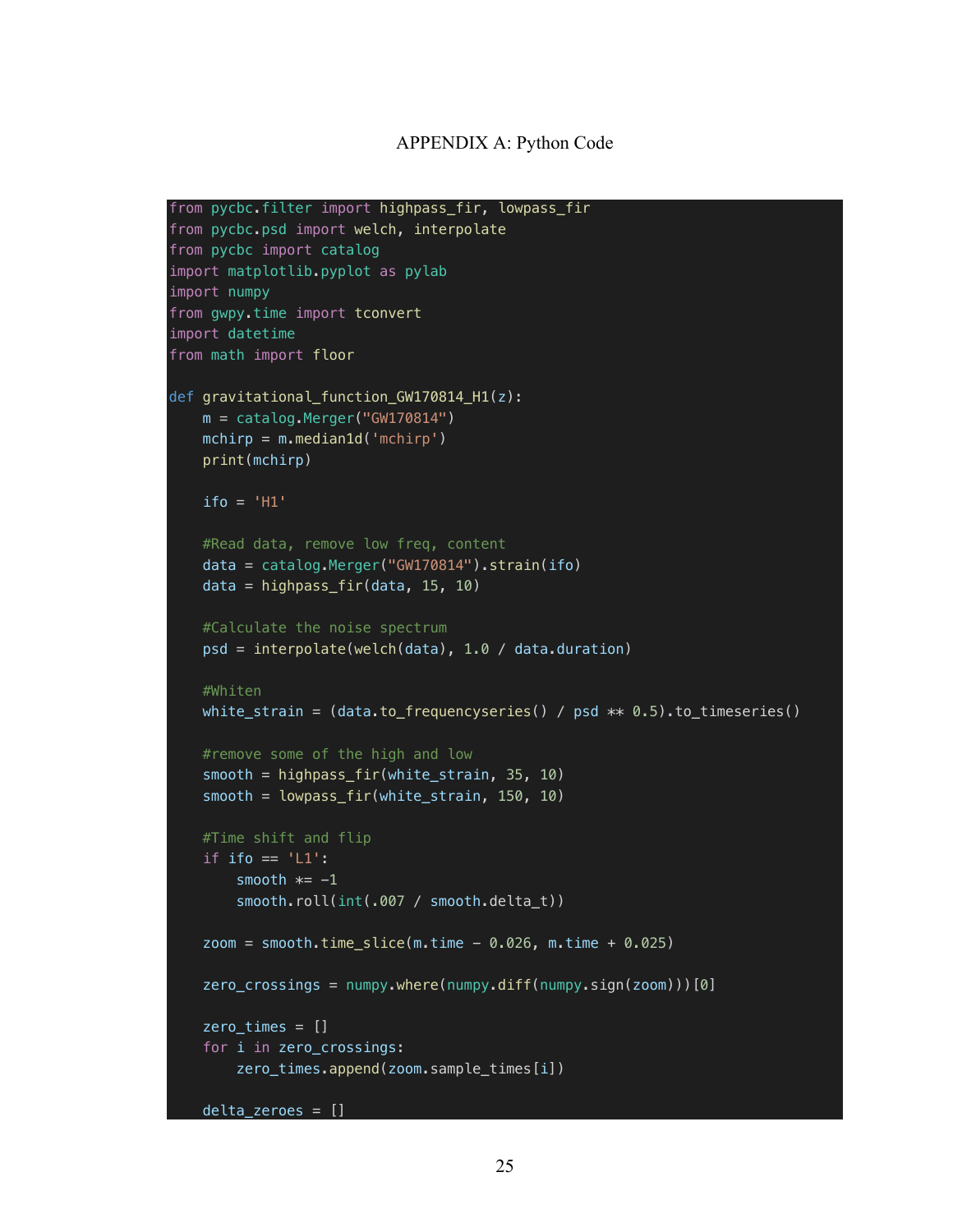APPENDIX A: Python Code

```
from pycbc.filter import highpass_fir, lowpass_fir
from pycbc.psd import welch, interpolate
from pycbc import catalog
import matplotlib.pyplot as pylab
import numpy
from gwpy.time import tconvert
import datetime
from math import floor

def gravitational_function_GW170814_H1(z):
    m = catalog.Merger("GW170814")
    mchirp = m.median1d('mchirp')
    print(mchirp)

    ifo = 'H1'

    #Read data, remove low freq, content
    data = catalog.Merger("GW170814").strain(ifo)
    data = highpass_fir(data, 15, 10)

    #Calculate the noise spectrum
    psd = interpolate(welch(data), 1.0 / data.duration)

    #Whiten
    white_strain = (data.to_frequencyseries() / psd ** 0.5).to_timeseries()

    #remove some of the high and low
    smooth = highpass_fir(white_strain, 35, 10)
    smooth = lowpass_fir(white_strain, 150, 10)

    #Time shift and flip
    if ifo == 'L1':
        smooth *= -1
        smooth.roll(int(.007 / smooth.delta_t))

    zoom = smooth.time_slice(m.time - 0.026, m.time + 0.025)

    zero_crossings = numpy.where(numpy.diff(numpy.sign(zoom)))[0]

    zero_times = []
    for i in zero_crossings:
        zero_times.append(zoom.sample_times[i])

    delta_zeroes = []
```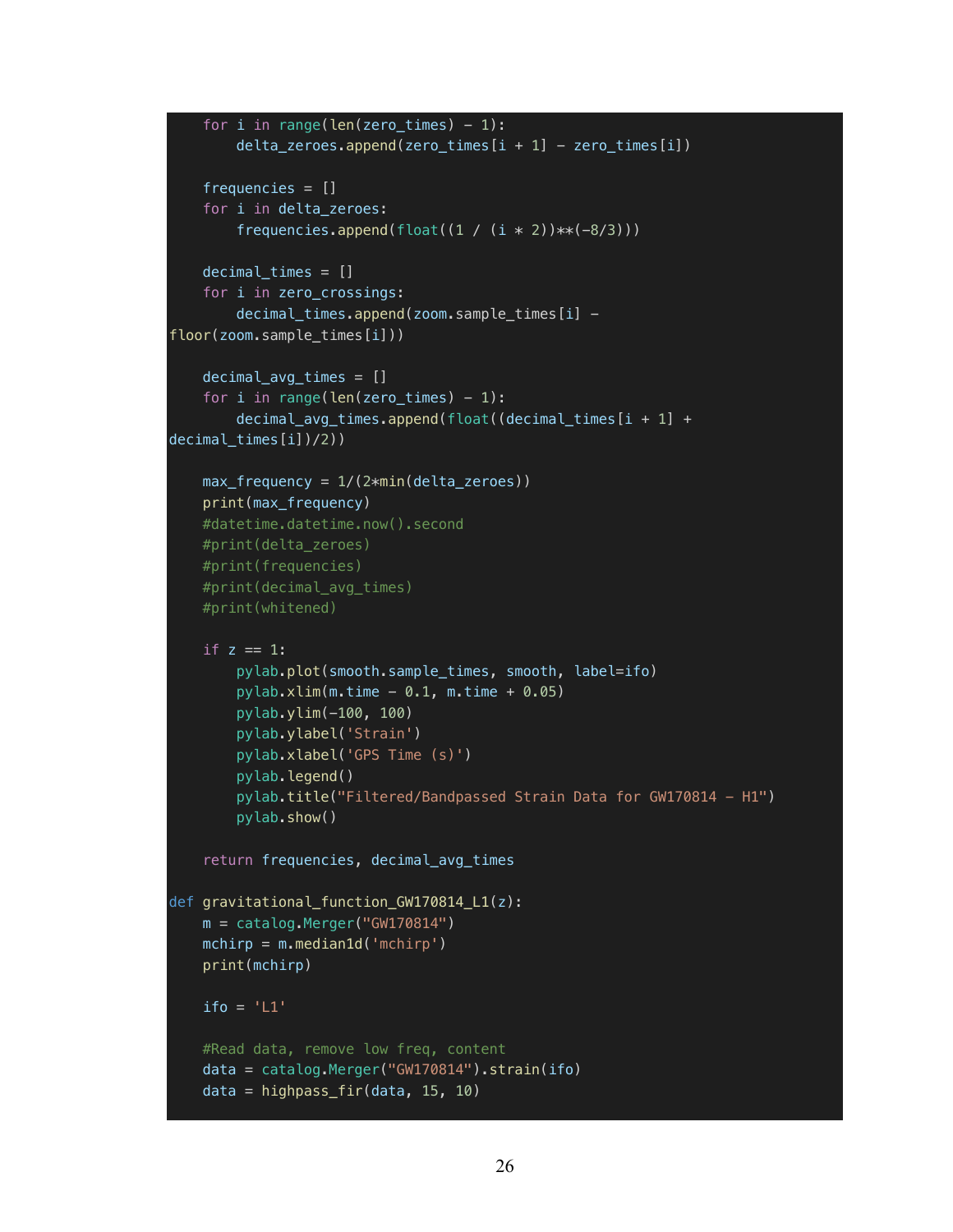```python
    for i in range(len(zero_times) - 1):
        delta_zeroes.append(zero_times[i + 1] - zero_times[i])

    frequencies = []
    for i in delta_zeroes:
        frequencies.append(float((1 / (i * 2))**(-8/3)))

    decimal_times = []
    for i in zero_crossings:
        decimal_times.append(zoom.sample_times[i] -
floor(zoom.sample_times[i]))

    decimal_avg_times = []
    for i in range(len(zero_times) - 1):
        decimal_avg_times.append(float((decimal_times[i + 1] +
decimal_times[i])/2))

    max_frequency = 1/(2*min(delta_zeroes))
    print(max_frequency)
    #datetime.datetime.now().second
    #print(delta_zeroes)
    #print(frequencies)
    #print(decimal_avg_times)
    #print(whitened)

    if z == 1:
        pylab.plot(smooth.sample_times, smooth, label=ifo)
        pylab.xlim(m.time - 0.1, m.time + 0.05)
        pylab.ylim(-100, 100)
        pylab.ylabel('Strain')
        pylab.xlabel('GPS Time (s)')
        pylab.legend()
        pylab.title("Filtered/Bandpassed Strain Data for GW170814 - H1")
        pylab.show()

    return frequencies, decimal_avg_times

def gravitational_function_GW170814_L1(z):
    m = catalog.Merger("GW170814")
    mchirp = m.median1d('mchirp')
    print(mchirp)

    ifo = 'L1'

    #Read data, remove low freq, content
    data = catalog.Merger("GW170814").strain(ifo)
    data = highpass_fir(data, 15, 10)
```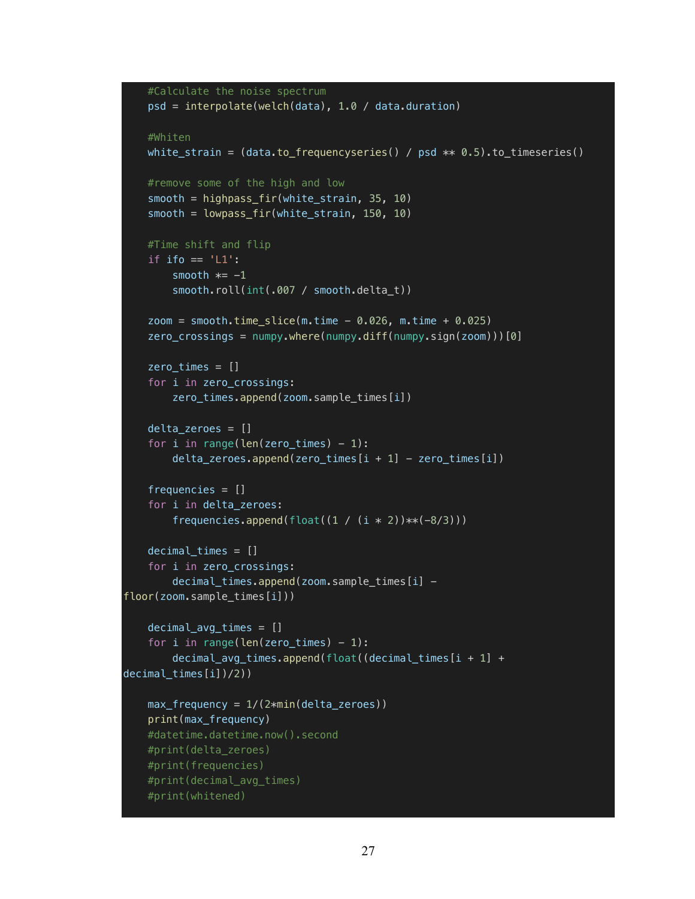```python
    #Calculate the noise spectrum
    psd = interpolate(welch(data), 1.0 / data.duration)

    #Whiten
    white_strain = (data.to_frequencyseries() / psd ** 0.5).to_timeseries()

    #remove some of the high and low
    smooth = highpass_fir(white_strain, 35, 10)
    smooth = lowpass_fir(white_strain, 150, 10)

    #Time shift and flip
    if ifo == 'L1':
        smooth *= -1
        smooth.roll(int(.007 / smooth.delta_t))

    zoom = smooth.time_slice(m.time - 0.026, m.time + 0.025)
    zero_crossings = numpy.where(numpy.diff(numpy.sign(zoom)))[0]

    zero_times = []
    for i in zero_crossings:
        zero_times.append(zoom.sample_times[i])

    delta_zeroes = []
    for i in range(len(zero_times) - 1):
        delta_zeroes.append(zero_times[i + 1] - zero_times[i])

    frequencies = []
    for i in delta_zeroes:
        frequencies.append(float((1 / (i * 2))**(-8/3)))

    decimal_times = []
    for i in zero_crossings:
        decimal_times.append(zoom.sample_times[i] -
floor(zoom.sample_times[i]))

    decimal_avg_times = []
    for i in range(len(zero_times) - 1):
        decimal_avg_times.append(float((decimal_times[i + 1] +
decimal_times[i])/2))

    max_frequency = 1/(2*min(delta_zeroes))
    print(max_frequency)
    #datetime.datetime.now().second
    #print(delta_zeroes)
    #print(frequencies)
    #print(decimal_avg_times)
    #print(whitened)
```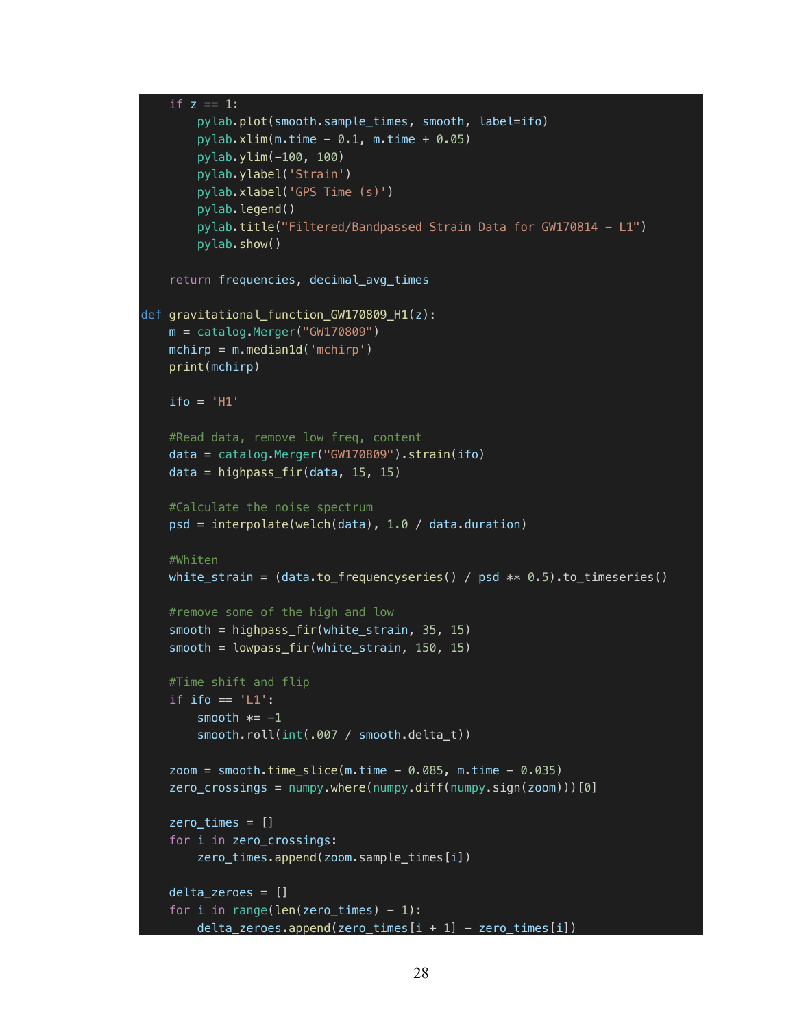```
    if z == 1:
        pylab.plot(smooth.sample_times, smooth, label=ifo)
        pylab.xlim(m.time - 0.1, m.time + 0.05)
        pylab.ylim(-100, 100)
        pylab.ylabel('Strain')
        pylab.xlabel('GPS Time (s)')
        pylab.legend()
        pylab.title("Filtered/Bandpassed Strain Data for GW170814 - L1")
        pylab.show()

    return frequencies, decimal_avg_times

def gravitational_function_GW170809_H1(z):
    m = catalog.Merger("GW170809")
    mchirp = m.median1d('mchirp')
    print(mchirp)

    ifo = 'H1'

    #Read data, remove low freq, content
    data = catalog.Merger("GW170809").strain(ifo)
    data = highpass_fir(data, 15, 15)

    #Calculate the noise spectrum
    psd = interpolate(welch(data), 1.0 / data.duration)

    #Whiten
    white_strain = (data.to_frequencyseries() / psd ** 0.5).to_timeseries()

    #remove some of the high and low
    smooth = highpass_fir(white_strain, 35, 15)
    smooth = lowpass_fir(white_strain, 150, 15)

    #Time shift and flip
    if ifo == 'L1':
        smooth *= -1
        smooth.roll(int(.007 / smooth.delta_t))

    zoom = smooth.time_slice(m.time - 0.085, m.time - 0.035)
    zero_crossings = numpy.where(numpy.diff(numpy.sign(zoom)))[0]

    zero_times = []
    for i in zero_crossings:
        zero_times.append(zoom.sample_times[i])

    delta_zeroes = []
    for i in range(len(zero_times) - 1):
        delta_zeroes.append(zero_times[i + 1] - zero_times[i])
```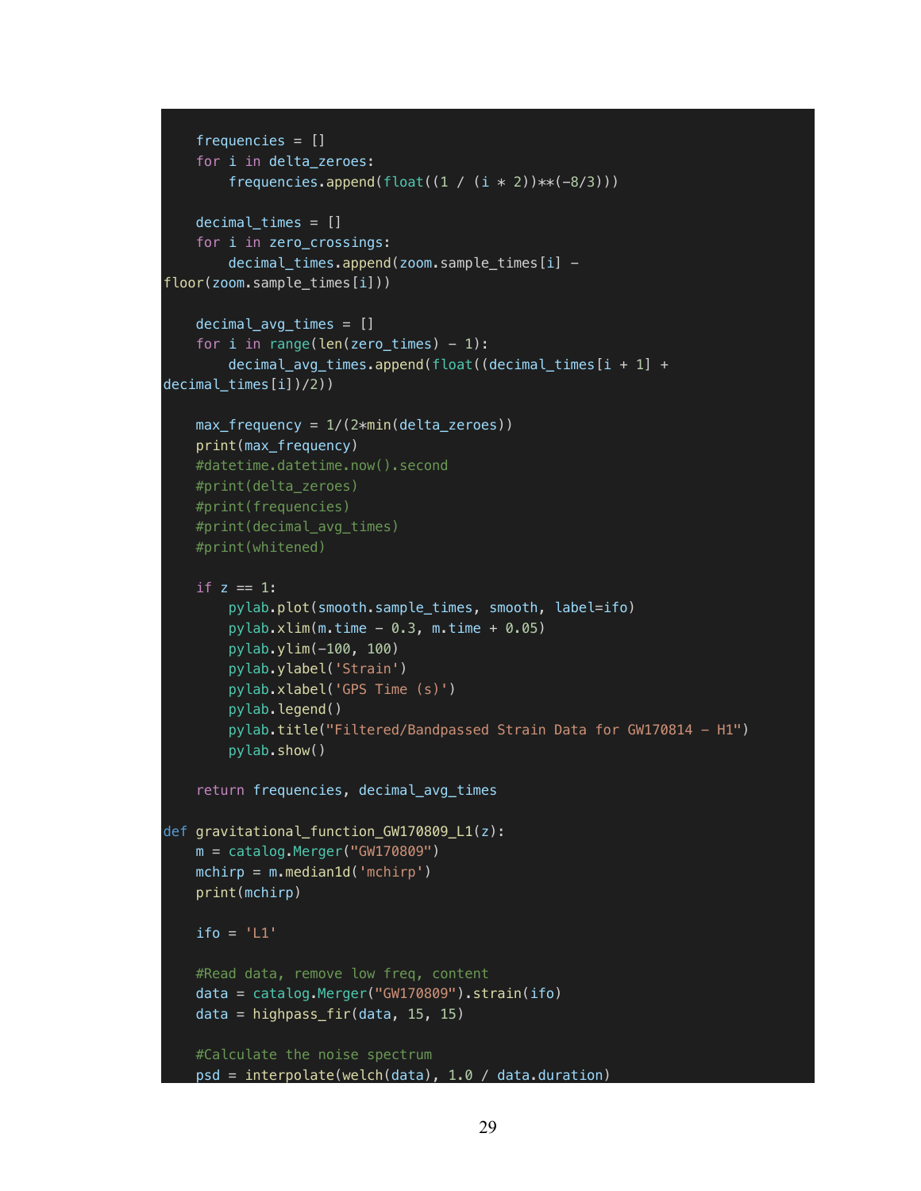```python
    frequencies = []
    for i in delta_zeroes:
        frequencies.append(float((1 / (i * 2))**(-8/3)))

    decimal_times = []
    for i in zero_crossings:
        decimal_times.append(zoom.sample_times[i] -
floor(zoom.sample_times[i]))

    decimal_avg_times = []
    for i in range(len(zero_times) - 1):
        decimal_avg_times.append(float((decimal_times[i + 1] +
decimal_times[i])/2))

    max_frequency = 1/(2*min(delta_zeroes))
    print(max_frequency)
    #datetime.datetime.now().second
    #print(delta_zeroes)
    #print(frequencies)
    #print(decimal_avg_times)
    #print(whitened)

    if z == 1:
        pylab.plot(smooth.sample_times, smooth, label=ifo)
        pylab.xlim(m.time - 0.3, m.time + 0.05)
        pylab.ylim(-100, 100)
        pylab.ylabel('Strain')
        pylab.xlabel('GPS Time (s)')
        pylab.legend()
        pylab.title("Filtered/Bandpassed Strain Data for GW170814 - H1")
        pylab.show()

    return frequencies, decimal_avg_times

def gravitational_function_GW170809_L1(z):
    m = catalog.Merger("GW170809")
    mchirp = m.median1d('mchirp')
    print(mchirp)

    ifo = 'L1'

    #Read data, remove low freq, content
    data = catalog.Merger("GW170809").strain(ifo)
    data = highpass_fir(data, 15, 15)

    #Calculate the noise spectrum
    psd = interpolate(welch(data), 1.0 / data.duration)
```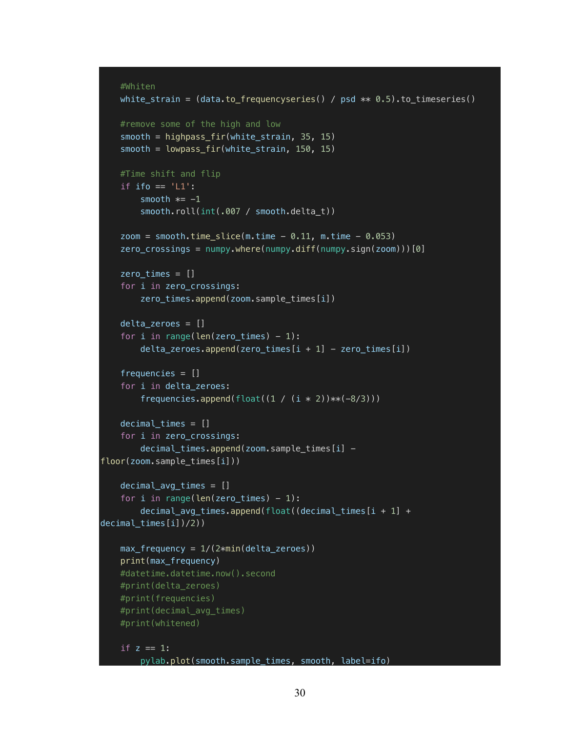```
    #Whiten
    white_strain = (data.to_frequencyseries() / psd ** 0.5).to_timeseries()

    #remove some of the high and low
    smooth = highpass_fir(white_strain, 35, 15)
    smooth = lowpass_fir(white_strain, 150, 15)

    #Time shift and flip
    if ifo == 'L1':
        smooth *= -1
        smooth.roll(int(.007 / smooth.delta_t))

    zoom = smooth.time_slice(m.time - 0.11, m.time - 0.053)
    zero_crossings = numpy.where(numpy.diff(numpy.sign(zoom)))[0]

    zero_times = []
    for i in zero_crossings:
        zero_times.append(zoom.sample_times[i])

    delta_zeroes = []
    for i in range(len(zero_times) - 1):
        delta_zeroes.append(zero_times[i + 1] - zero_times[i])

    frequencies = []
    for i in delta_zeroes:
        frequencies.append(float((1 / (i * 2))**(-8/3)))

    decimal_times = []
    for i in zero_crossings:
        decimal_times.append(zoom.sample_times[i] - 
floor(zoom.sample_times[i]))

    decimal_avg_times = []
    for i in range(len(zero_times) - 1):
        decimal_avg_times.append(float((decimal_times[i + 1] + 
decimal_times[i])/2))

    max_frequency = 1/(2*min(delta_zeroes))
    print(max_frequency)
    #datetime.datetime.now().second
    #print(delta_zeroes)
    #print(frequencies)
    #print(decimal_avg_times)
    #print(whitened)

    if z == 1:
        pylab.plot(smooth.sample_times, smooth, label=ifo)
```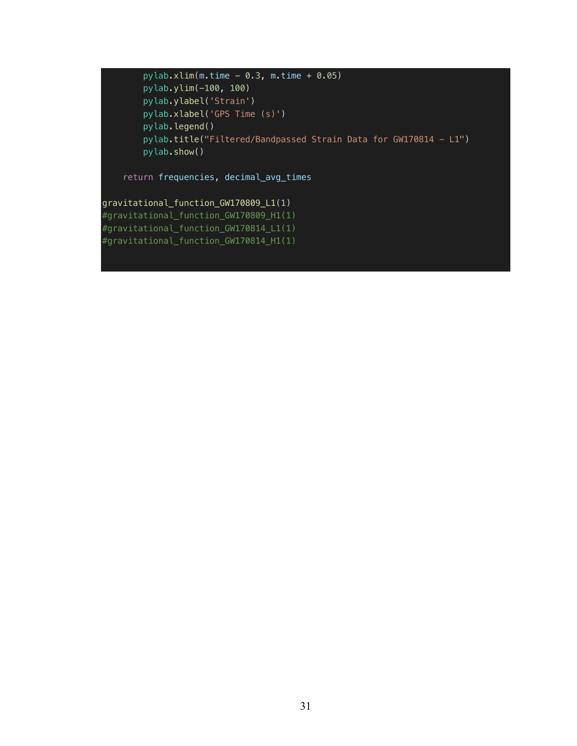```
        pylab.xlim(m.time - 0.3, m.time + 0.05)
        pylab.ylim(-100, 100)
        pylab.ylabel('Strain')
        pylab.xlabel('GPS Time (s)')
        pylab.legend()
        pylab.title("Filtered/Bandpassed Strain Data for GW170814 - L1")
        pylab.show()

    return frequencies, decimal_avg_times

gravitational_function_GW170809_L1(1)
#gravitational_function_GW170809_H1(1)
#gravitational_function_GW170814_L1(1)
#gravitational_function_GW170814_H1(1)
```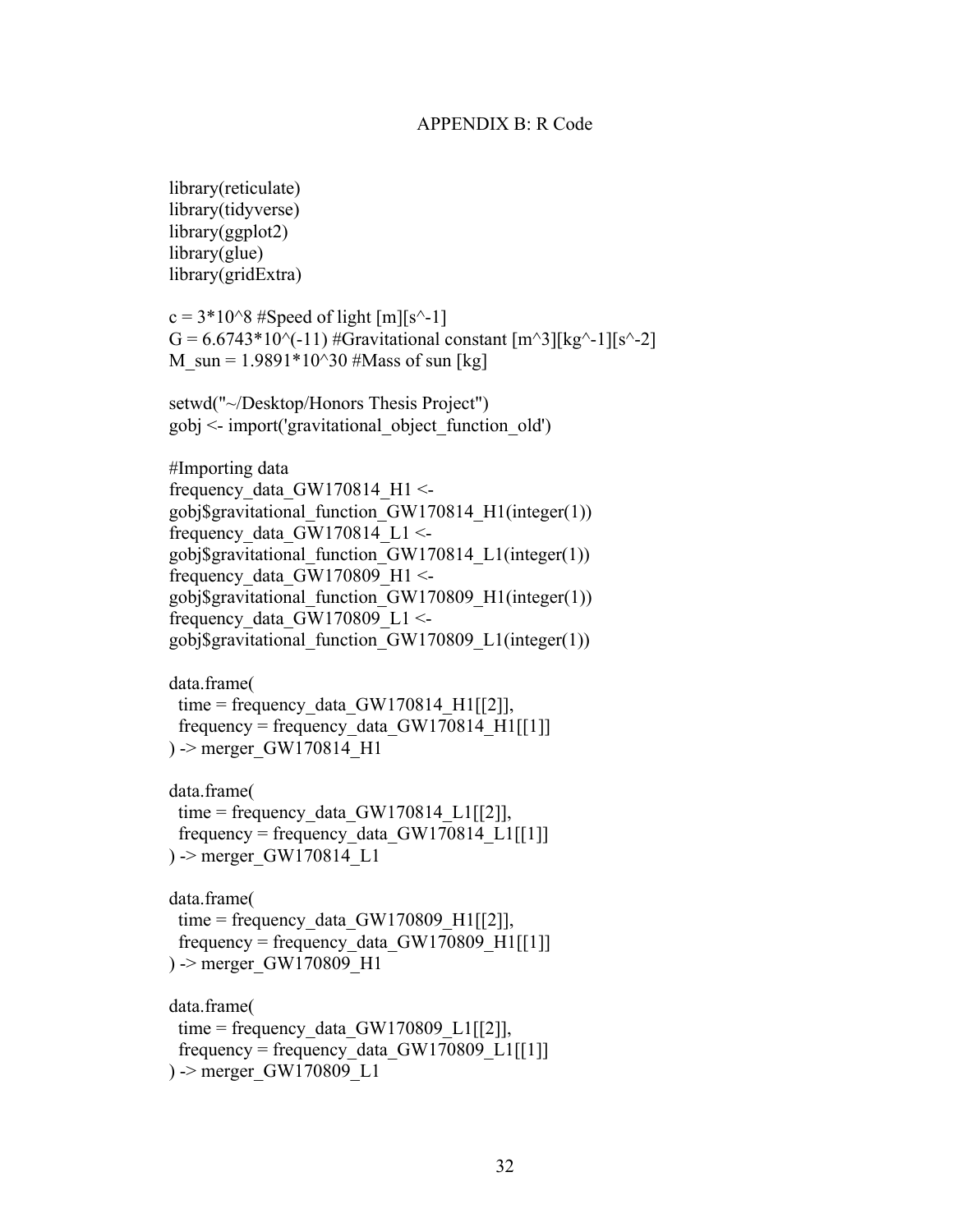APPENDIX B: R Code

```
library(reticulate)
library(tidyverse)
library(ggplot2)
library(glue)
library(gridExtra)

c = 3*10^8 #Speed of light [m][s^-1]
G = 6.6743*10^(-11) #Gravitational constant [m^3][kg^-1][s^-2]
M_sun = 1.9891*10^30 #Mass of sun [kg]

setwd("~/Desktop/Honors Thesis Project")
gobj <- import('gravitational_object_function_old')

#Importing data
frequency_data_GW170814_H1 <-
gobj$gravitational_function_GW170814_H1(integer(1))
frequency_data_GW170814_L1 <-
gobj$gravitational_function_GW170814_L1(integer(1))
frequency_data_GW170809_H1 <-
gobj$gravitational_function_GW170809_H1(integer(1))
frequency_data_GW170809_L1 <-
gobj$gravitational_function_GW170809_L1(integer(1))

data.frame(
  time = frequency_data_GW170814_H1[[2]],
  frequency = frequency_data_GW170814_H1[[1]]
) -> merger_GW170814_H1

data.frame(
  time = frequency_data_GW170814_L1[[2]],
  frequency = frequency_data_GW170814_L1[[1]]
) -> merger_GW170814_L1

data.frame(
  time = frequency_data_GW170809_H1[[2]],
  frequency = frequency_data_GW170809_H1[[1]]
) -> merger_GW170809_H1

data.frame(
  time = frequency_data_GW170809_L1[[2]],
  frequency = frequency_data_GW170809_L1[[1]]
) -> merger_GW170809_L1
```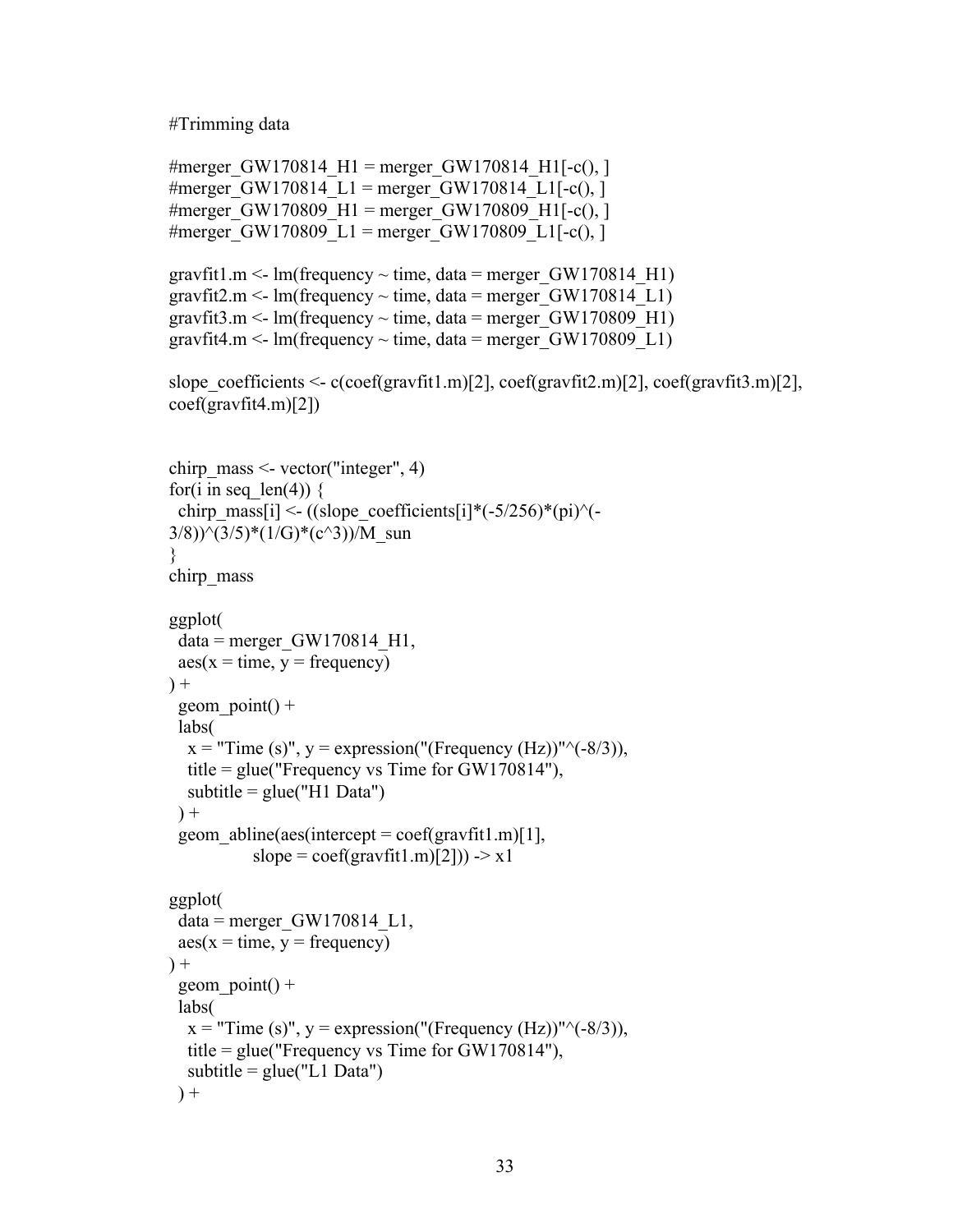```
#Trimming data

#merger_GW170814_H1 = merger_GW170814_H1[-c(), ]
#merger_GW170814_L1 = merger_GW170814_L1[-c(), ]
#merger_GW170809_H1 = merger_GW170809_H1[-c(), ]
#merger_GW170809_L1 = merger_GW170809_L1[-c(), ]

gravfit1.m <- lm(frequency ~ time, data = merger_GW170814_H1)
gravfit2.m <- lm(frequency ~ time, data = merger_GW170814_L1)
gravfit3.m <- lm(frequency ~ time, data = merger_GW170809_H1)
gravfit4.m <- lm(frequency ~ time, data = merger_GW170809_L1)

slope_coefficients <- c(coef(gravfit1.m)[2], coef(gravfit2.m)[2], coef(gravfit3.m)[2],
coef(gravfit4.m)[2])


chirp_mass <- vector("integer", 4)
for(i in seq_len(4)) {
  chirp_mass[i] <- ((slope_coefficients[i]*(-5/256)*(pi)^(-
3/8))^(3/5)*(1/G)*(c^3))/M_sun
}
chirp_mass

ggplot(
  data = merger_GW170814_H1,
  aes(x = time, y = frequency)
) +
  geom_point() +
  labs(
    x = "Time (s)", y = expression("(Frequency (Hz))"^(-8/3)),
    title = glue("Frequency vs Time for GW170814"),
    subtitle = glue("H1 Data")
  ) +
  geom_abline(aes(intercept = coef(gravfit1.m)[1],
              slope = coef(gravfit1.m)[2])) -> x1

ggplot(
  data = merger_GW170814_L1,
  aes(x = time, y = frequency)
) +
  geom_point() +
  labs(
    x = "Time (s)", y = expression("(Frequency (Hz))"^(-8/3)),
    title = glue("Frequency vs Time for GW170814"),
    subtitle = glue("L1 Data")
  ) +
```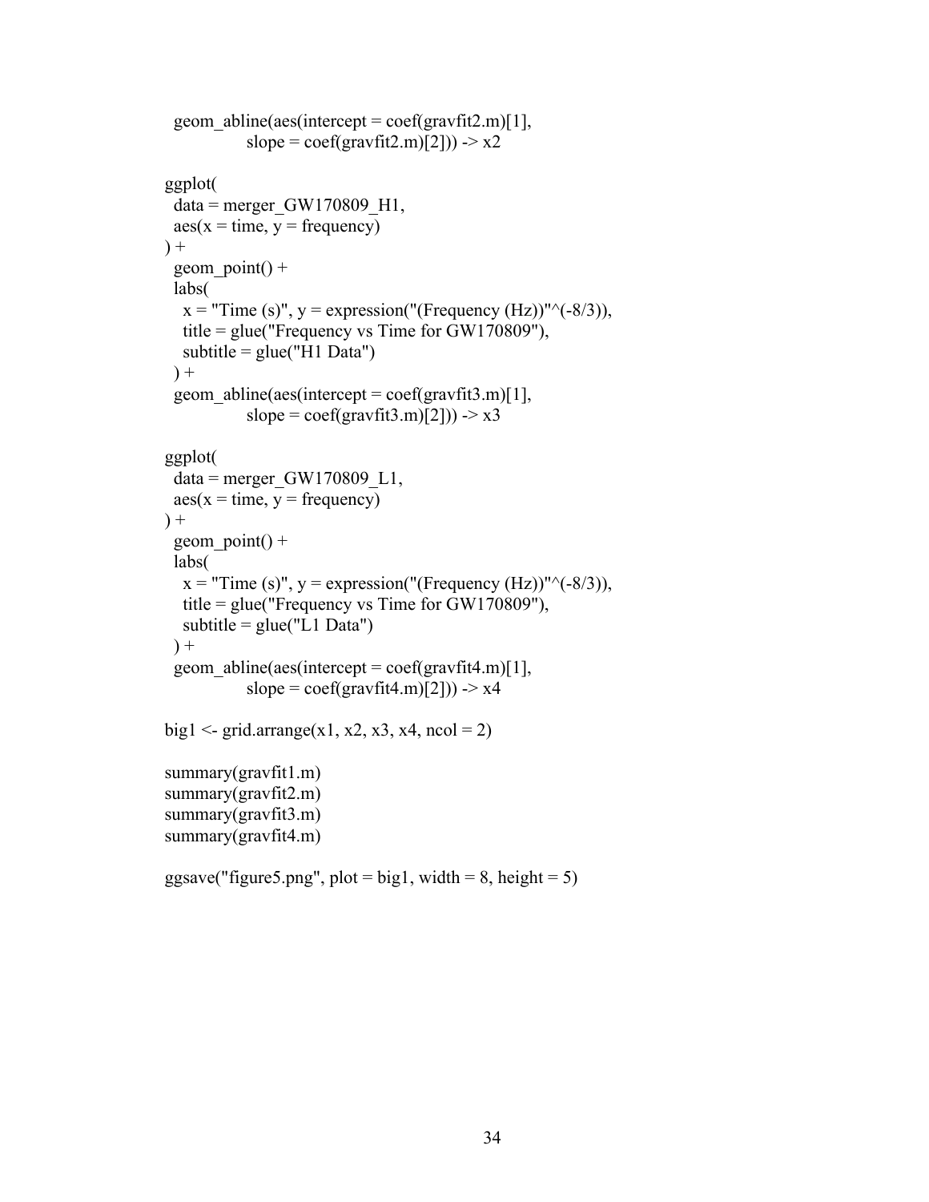```
  geom_abline(aes(intercept = coef(gravfit2.m)[1],
              slope = coef(gravfit2.m)[2])) -> x2

ggplot(
  data = merger_GW170809_H1,
  aes(x = time, y = frequency)
) +
  geom_point() +
  labs(
    x = "Time (s)", y = expression("(Frequency (Hz))"^(-8/3)),
    title = glue("Frequency vs Time for GW170809"),
    subtitle = glue("H1 Data")
  ) +
  geom_abline(aes(intercept = coef(gravfit3.m)[1],
              slope = coef(gravfit3.m)[2])) -> x3

ggplot(
  data = merger_GW170809_L1,
  aes(x = time, y = frequency)
) +
  geom_point() +
  labs(
    x = "Time (s)", y = expression("(Frequency (Hz))"^(-8/3)),
    title = glue("Frequency vs Time for GW170809"),
    subtitle = glue("L1 Data")
  ) +
  geom_abline(aes(intercept = coef(gravfit4.m)[1],
              slope = coef(gravfit4.m)[2])) -> x4

big1 <- grid.arrange(x1, x2, x3, x4, ncol = 2)

summary(gravfit1.m)
summary(gravfit2.m)
summary(gravfit3.m)
summary(gravfit4.m)

ggsave("figure5.png", plot = big1, width = 8, height = 5)
```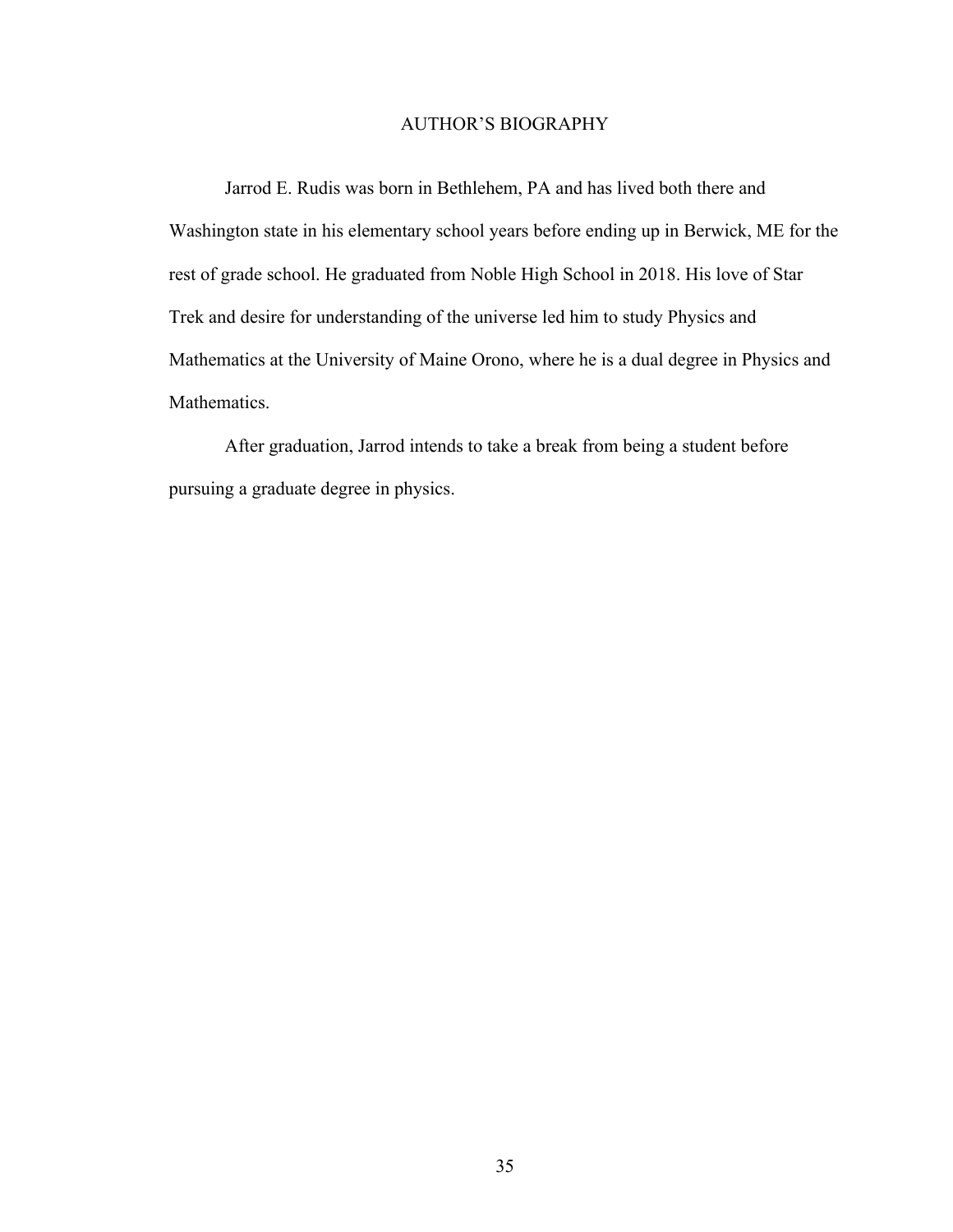# AUTHOR'S BIOGRAPHY

Jarrod E. Rudis was born in Bethlehem, PA and has lived both there and Washington state in his elementary school years before ending up in Berwick, ME for the rest of grade school. He graduated from Noble High School in 2018. His love of Star Trek and desire for understanding of the universe led him to study Physics and Mathematics at the University of Maine Orono, where he is a dual degree in Physics and Mathematics.

After graduation, Jarrod intends to take a break from being a student before pursuing a graduate degree in physics.